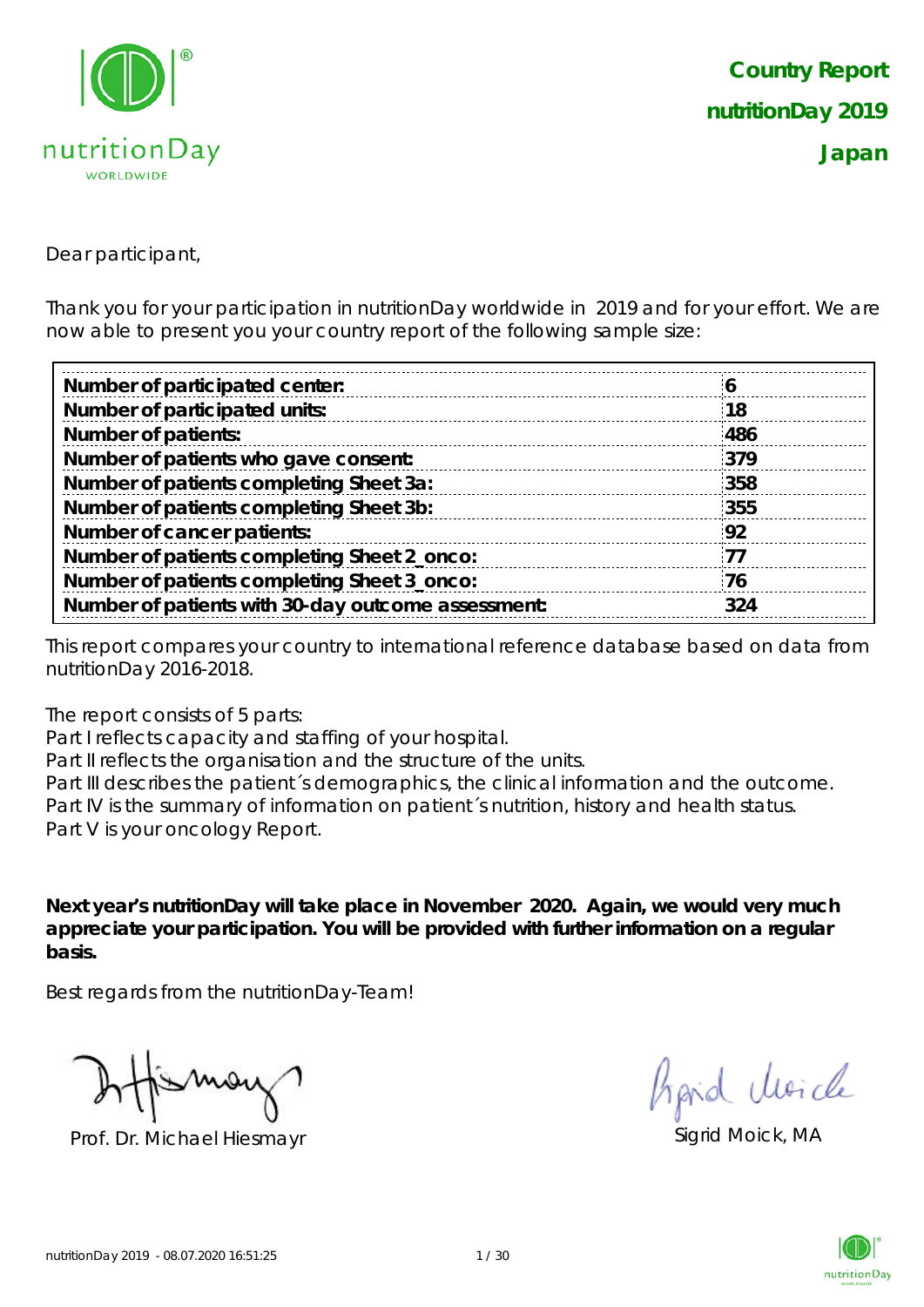**Country Report**

**nutritionDay 2019**

**Japan**

Dear participant,

Thank you for your participation in nutritionDay worldwide in 2019 and for your effort. We are now able to present you your country report of the following sample size:

| | |
|---|---|
| **Number of participated center:** | **6** |
| **Number of participated units:** | **18** |
| **Number of patients:** | **486** |
| **Number of patients who gave consent:** | **379** |
| **Number of patients completing Sheet 3a:** | **358** |
| **Number of patients completing Sheet 3b:** | **355** |
| **Number of cancer patients:** | **92** |
| **Number of patients completing Sheet 2_onco:** | **77** |
| **Number of patients completing Sheet 3_onco:** | **76** |
| **Number of patients with 30-day outcome assessment:** | **324** |

This report compares your country to international reference database based on data from nutritionDay 2016-2018.

The report consists of 5 parts:
Part I reflects capacity and staffing of your hospital.
Part II reflects the organisation and the structure of the units.
Part III describes the patient´s demographics, the clinical information and the outcome.
Part IV is the summary of information on patient´s nutrition, history and health status.
Part V is your oncology Report.

**Next year's nutritionDay will take place in November 2020. Again, we would very much appreciate your participation. You will be provided with further information on a regular basis.**

Best regards from the nutritionDay-Team!

Prof. Dr. Michael Hiesmayr

Sigrid Moick, MA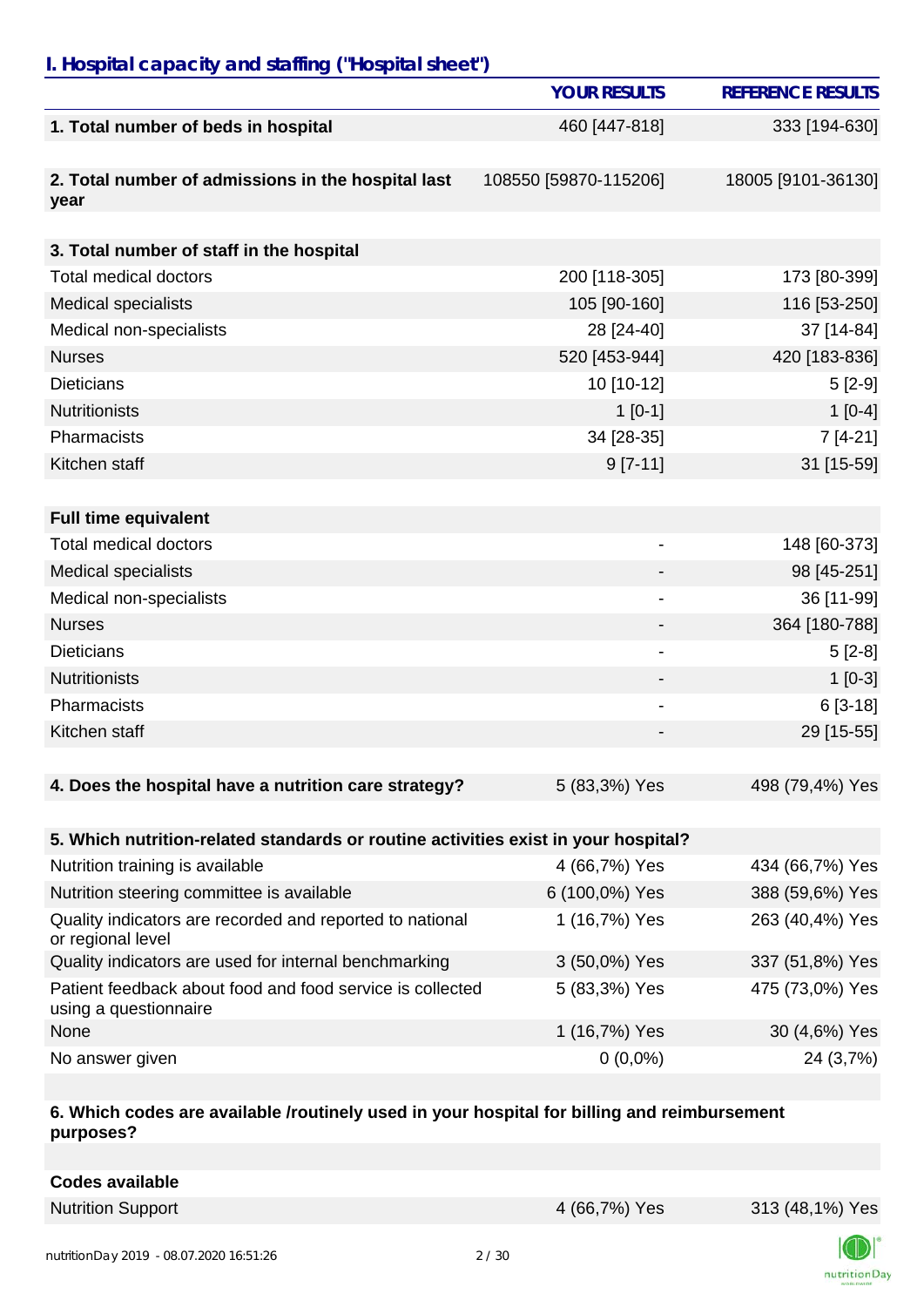## I. Hospital capacity and staffing ("Hospital sheet")

| | YOUR RESULTS | REFERENCE RESULTS |
|---|---|---|
| **1. Total number of beds in hospital** | 460 [447-818] | 333 [194-630] |
| **2. Total number of admissions in the hospital last year** | 108550 [59870-115206] | 18005 [9101-36130] |
| **3. Total number of staff in the hospital** | | |
| Total medical doctors | 200 [118-305] | 173 [80-399] |
| Medical specialists | 105 [90-160] | 116 [53-250] |
| Medical non-specialists | 28 [24-40] | 37 [14-84] |
| Nurses | 520 [453-944] | 420 [183-836] |
| Dieticians | 10 [10-12] | 5 [2-9] |
| Nutritionists | 1 [0-1] | 1 [0-4] |
| Pharmacists | 34 [28-35] | 7 [4-21] |
| Kitchen staff | 9 [7-11] | 31 [15-59] |
| **Full time equivalent** | | |
| Total medical doctors | - | 148 [60-373] |
| Medical specialists | - | 98 [45-251] |
| Medical non-specialists | - | 36 [11-99] |
| Nurses | - | 364 [180-788] |
| Dieticians | - | 5 [2-8] |
| Nutritionists | - | 1 [0-3] |
| Pharmacists | - | 6 [3-18] |
| Kitchen staff | - | 29 [15-55] |
| **4. Does the hospital have a nutrition care strategy?** | 5 (83,3%) Yes | 498 (79,4%) Yes |
| **5. Which nutrition-related standards or routine activities exist in your hospital?** | | |
| Nutrition training is available | 4 (66,7%) Yes | 434 (66,7%) Yes |
| Nutrition steering committee is available | 6 (100,0%) Yes | 388 (59,6%) Yes |
| Quality indicators are recorded and reported to national or regional level | 1 (16,7%) Yes | 263 (40,4%) Yes |
| Quality indicators are used for internal benchmarking | 3 (50,0%) Yes | 337 (51,8%) Yes |
| Patient feedback about food and food service is collected using a questionnaire | 5 (83,3%) Yes | 475 (73,0%) Yes |
| None | 1 (16,7%) Yes | 30 (4,6%) Yes |
| No answer given | 0 (0,0%) | 24 (3,7%) |
| **6. Which codes are available /routinely used in your hospital for billing and reimbursement purposes?** | | |
| **Codes available** | | |
| Nutrition Support | 4 (66,7%) Yes | 313 (48,1%) Yes |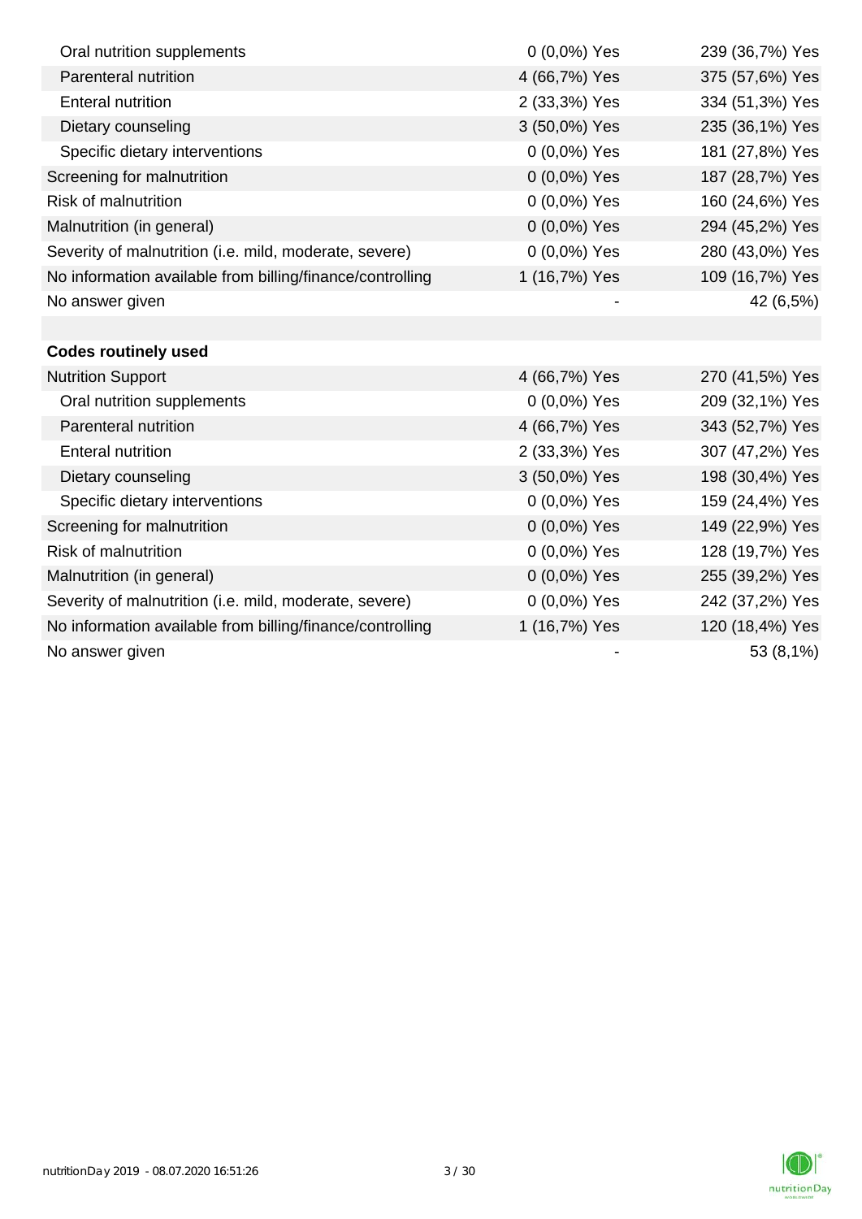| | | |
|---|---|---|
| Oral nutrition supplements | 0 (0,0%) Yes | 239 (36,7%) Yes |
| Parenteral nutrition | 4 (66,7%) Yes | 375 (57,6%) Yes |
| Enteral nutrition | 2 (33,3%) Yes | 334 (51,3%) Yes |
| Dietary counseling | 3 (50,0%) Yes | 235 (36,1%) Yes |
| Specific dietary interventions | 0 (0,0%) Yes | 181 (27,8%) Yes |
| Screening for malnutrition | 0 (0,0%) Yes | 187 (28,7%) Yes |
| Risk of malnutrition | 0 (0,0%) Yes | 160 (24,6%) Yes |
| Malnutrition (in general) | 0 (0,0%) Yes | 294 (45,2%) Yes |
| Severity of malnutrition (i.e. mild, moderate, severe) | 0 (0,0%) Yes | 280 (43,0%) Yes |
| No information available from billing/finance/controlling | 1 (16,7%) Yes | 109 (16,7%) Yes |
| No answer given | - | 42 (6,5%) |
| | | |
| **Codes routinely used** | | |
| Nutrition Support | 4 (66,7%) Yes | 270 (41,5%) Yes |
| Oral nutrition supplements | 0 (0,0%) Yes | 209 (32,1%) Yes |
| Parenteral nutrition | 4 (66,7%) Yes | 343 (52,7%) Yes |
| Enteral nutrition | 2 (33,3%) Yes | 307 (47,2%) Yes |
| Dietary counseling | 3 (50,0%) Yes | 198 (30,4%) Yes |
| Specific dietary interventions | 0 (0,0%) Yes | 159 (24,4%) Yes |
| Screening for malnutrition | 0 (0,0%) Yes | 149 (22,9%) Yes |
| Risk of malnutrition | 0 (0,0%) Yes | 128 (19,7%) Yes |
| Malnutrition (in general) | 0 (0,0%) Yes | 255 (39,2%) Yes |
| Severity of malnutrition (i.e. mild, moderate, severe) | 0 (0,0%) Yes | 242 (37,2%) Yes |
| No information available from billing/finance/controlling | 1 (16,7%) Yes | 120 (18,4%) Yes |
| No answer given | - | 53 (8,1%) |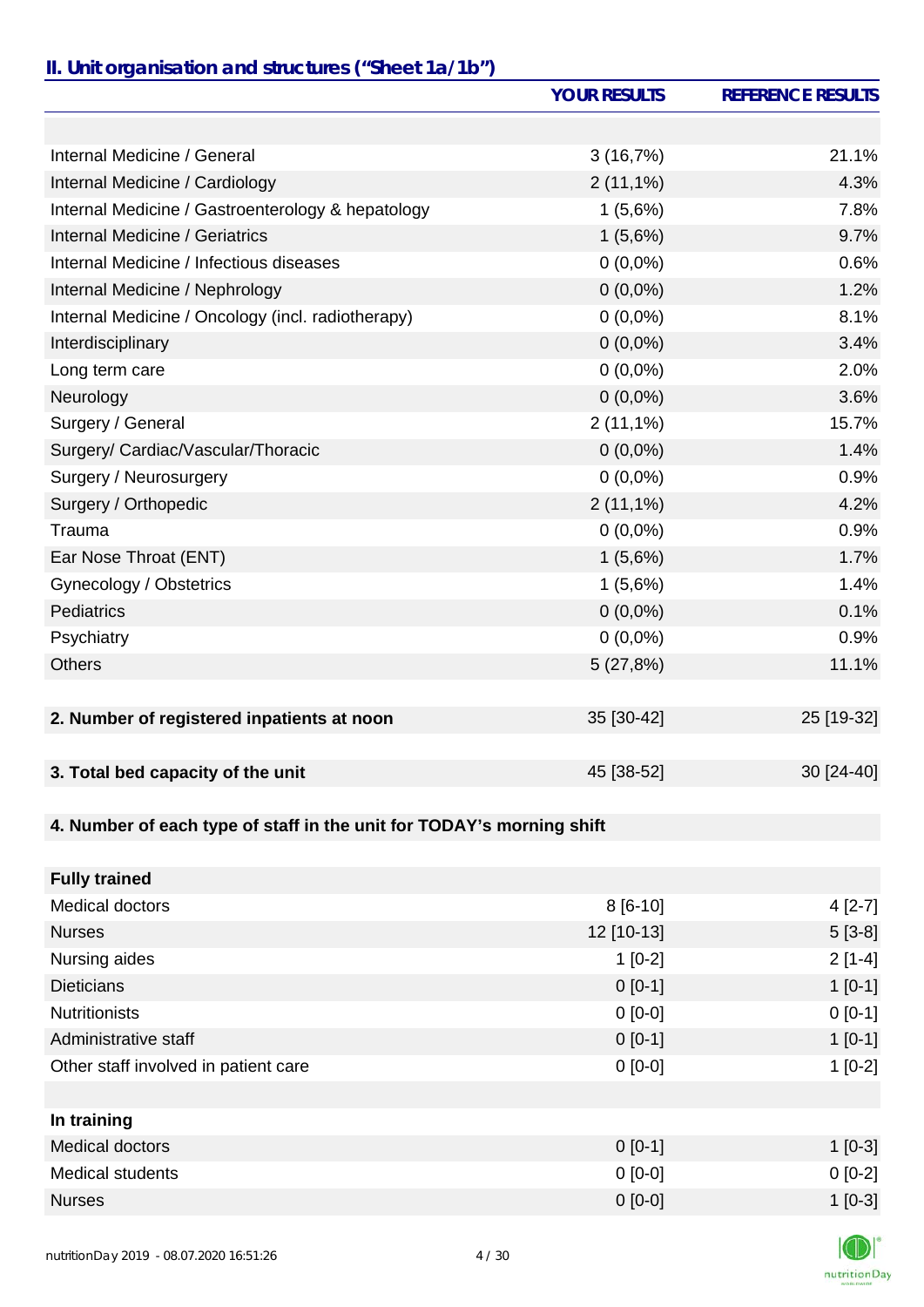## II. Unit organisation and structures ("Sheet 1a/1b")

| | YOUR RESULTS | REFERENCE RESULTS |
|---|---|---|
| | | |
| Internal Medicine / General | 3 (16,7%) | 21.1% |
| Internal Medicine / Cardiology | 2 (11,1%) | 4.3% |
| Internal Medicine / Gastroenterology & hepatology | 1 (5,6%) | 7.8% |
| Internal Medicine / Geriatrics | 1 (5,6%) | 9.7% |
| Internal Medicine / Infectious diseases | 0 (0,0%) | 0.6% |
| Internal Medicine / Nephrology | 0 (0,0%) | 1.2% |
| Internal Medicine / Oncology (incl. radiotherapy) | 0 (0,0%) | 8.1% |
| Interdisciplinary | 0 (0,0%) | 3.4% |
| Long term care | 0 (0,0%) | 2.0% |
| Neurology | 0 (0,0%) | 3.6% |
| Surgery / General | 2 (11,1%) | 15.7% |
| Surgery/ Cardiac/Vascular/Thoracic | 0 (0,0%) | 1.4% |
| Surgery / Neurosurgery | 0 (0,0%) | 0.9% |
| Surgery / Orthopedic | 2 (11,1%) | 4.2% |
| Trauma | 0 (0,0%) | 0.9% |
| Ear Nose Throat (ENT) | 1 (5,6%) | 1.7% |
| Gynecology / Obstetrics | 1 (5,6%) | 1.4% |
| Pediatrics | 0 (0,0%) | 0.1% |
| Psychiatry | 0 (0,0%) | 0.9% |
| Others | 5 (27,8%) | 11.1% |
| | | |
| **2. Number of registered inpatients at noon** | 35 [30-42] | 25 [19-32] |
| | | |
| **3. Total bed capacity of the unit** | 45 [38-52] | 30 [24-40] |
| | | |
| **4. Number of each type of staff in the unit for TODAY's morning shift** | | |
| | | |
| **Fully trained** | | |
| Medical doctors | 8 [6-10] | 4 [2-7] |
| Nurses | 12 [10-13] | 5 [3-8] |
| Nursing aides | 1 [0-2] | 2 [1-4] |
| Dieticians | 0 [0-1] | 1 [0-1] |
| Nutritionists | 0 [0-0] | 0 [0-1] |
| Administrative staff | 0 [0-1] | 1 [0-1] |
| Other staff involved in patient care | 0 [0-0] | 1 [0-2] |
| | | |
| **In training** | | |
| Medical doctors | 0 [0-1] | 1 [0-3] |
| Medical students | 0 [0-0] | 0 [0-2] |
| Nurses | 0 [0-0] | 1 [0-3] |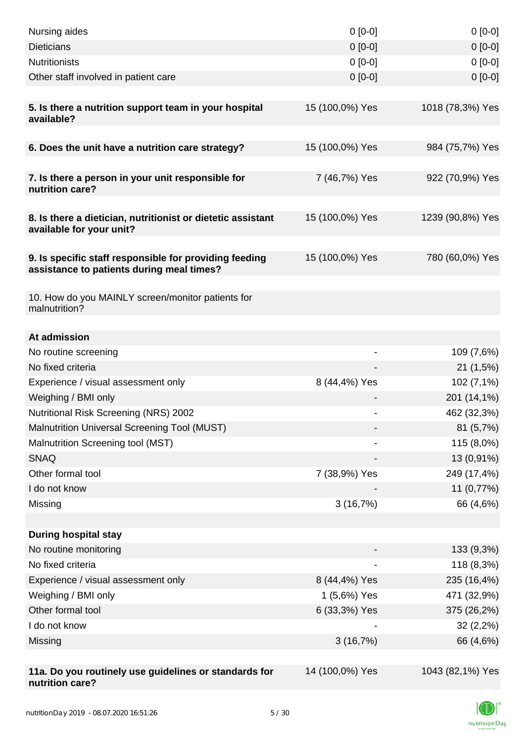| | | |
|---|---|---|
| Nursing aides | 0 [0-0] | 0 [0-0] |
| Dieticians | 0 [0-0] | 0 [0-0] |
| Nutritionists | 0 [0-0] | 0 [0-0] |
| Other staff involved in patient care | 0 [0-0] | 0 [0-0] |
| | | |
| **5. Is there a nutrition support team in your hospital available?** | 15 (100,0%) Yes | 1018 (78,3%) Yes |
| | | |
| **6. Does the unit have a nutrition care strategy?** | 15 (100,0%) Yes | 984 (75,7%) Yes |
| | | |
| **7. Is there a person in your unit responsible for nutrition care?** | 7 (46,7%) Yes | 922 (70,9%) Yes |
| | | |
| **8. Is there a dietician, nutritionist or dietetic assistant available for your unit?** | 15 (100,0%) Yes | 1239 (90,8%) Yes |
| | | |
| **9. Is specific staff responsible for providing feeding assistance to patients during meal times?** | 15 (100,0%) Yes | 780 (60,0%) Yes |
| | | |
| 10. How do you MAINLY screen/monitor patients for malnutrition? | | |
| | | |
| **At admission** | | |
| No routine screening | - | 109 (7,6%) |
| No fixed criteria | - | 21 (1,5%) |
| Experience / visual assessment only | 8 (44,4%) Yes | 102 (7,1%) |
| Weighing / BMI only | - | 201 (14,1%) |
| Nutritional Risk Screening (NRS) 2002 | - | 462 (32,3%) |
| Malnutrition Universal Screening Tool (MUST) | - | 81 (5,7%) |
| Malnutrition Screening tool (MST) | - | 115 (8,0%) |
| SNAQ | - | 13 (0,91%) |
| Other formal tool | 7 (38,9%) Yes | 249 (17,4%) |
| I do not know | - | 11 (0,77%) |
| Missing | 3 (16,7%) | 66 (4,6%) |
| | | |
| **During hospital stay** | | |
| No routine monitoring | - | 133 (9,3%) |
| No fixed criteria | - | 118 (8,3%) |
| Experience / visual assessment only | 8 (44,4%) Yes | 235 (16,4%) |
| Weighing / BMI only | 1 (5,6%) Yes | 471 (32,9%) |
| Other formal tool | 6 (33,3%) Yes | 375 (26,2%) |
| I do not know | - | 32 (2,2%) |
| Missing | 3 (16,7%) | 66 (4,6%) |
| | | |
| **11a. Do you routinely use guidelines or standards for nutrition care?** | 14 (100,0%) Yes | 1043 (82,1%) Yes |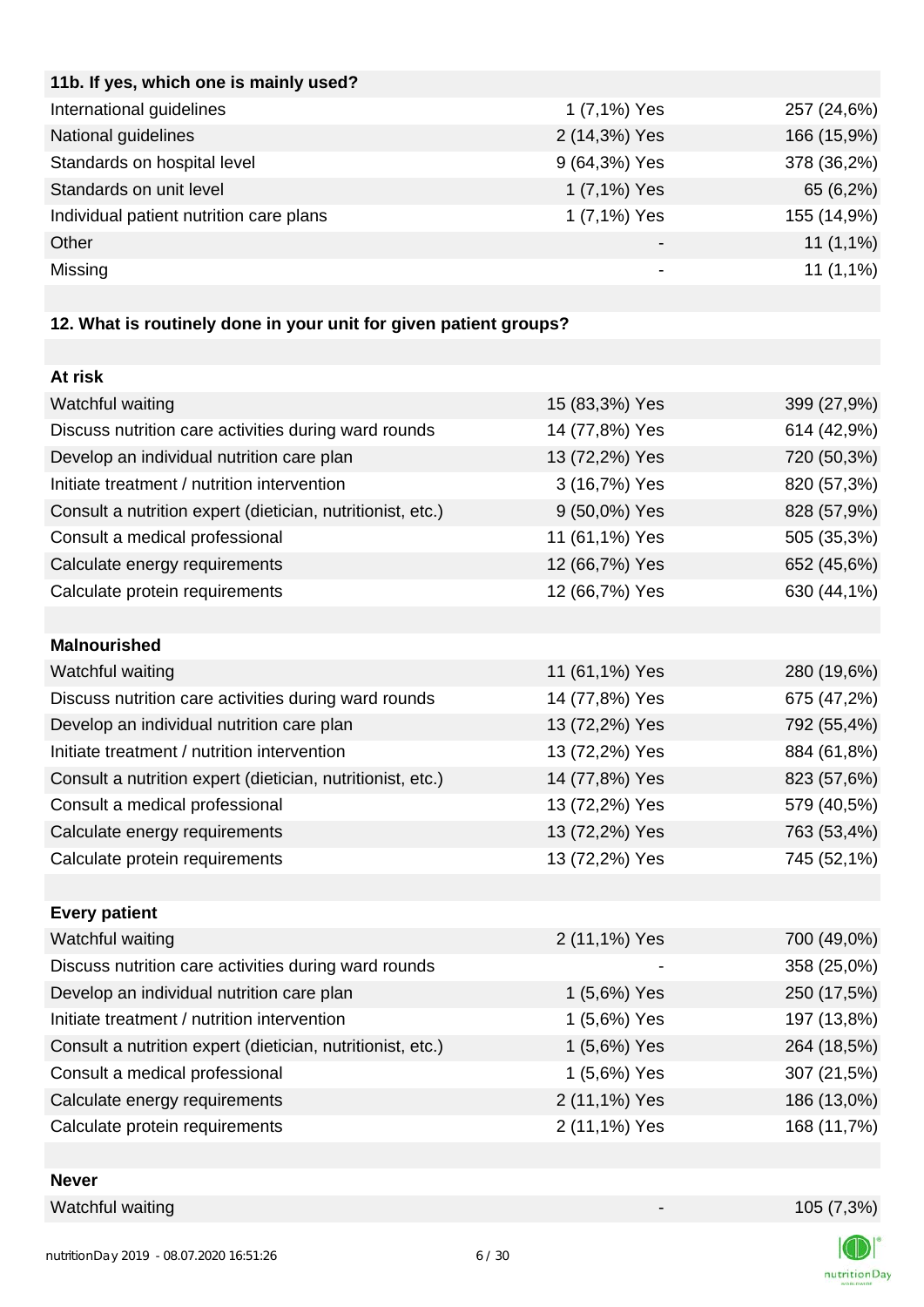| 11b. If yes, which one is mainly used? | | |
|---|---|---|
| International guidelines | 1 (7,1%) Yes | 257 (24,6%) |
| National guidelines | 2 (14,3%) Yes | 166 (15,9%) |
| Standards on hospital level | 9 (64,3%) Yes | 378 (36,2%) |
| Standards on unit level | 1 (7,1%) Yes | 65 (6,2%) |
| Individual patient nutrition care plans | 1 (7,1%) Yes | 155 (14,9%) |
| Other | - | 11 (1,1%) |
| Missing | - | 11 (1,1%) |

| 12. What is routinely done in your unit for given patient groups? | | |
|---|---|---|
| **At risk** | | |
| Watchful waiting | 15 (83,3%) Yes | 399 (27,9%) |
| Discuss nutrition care activities during ward rounds | 14 (77,8%) Yes | 614 (42,9%) |
| Develop an individual nutrition care plan | 13 (72,2%) Yes | 720 (50,3%) |
| Initiate treatment / nutrition intervention | 3 (16,7%) Yes | 820 (57,3%) |
| Consult a nutrition expert (dietician, nutritionist, etc.) | 9 (50,0%) Yes | 828 (57,9%) |
| Consult a medical professional | 11 (61,1%) Yes | 505 (35,3%) |
| Calculate energy requirements | 12 (66,7%) Yes | 652 (45,6%) |
| Calculate protein requirements | 12 (66,7%) Yes | 630 (44,1%) |
| **Malnourished** | | |
| Watchful waiting | 11 (61,1%) Yes | 280 (19,6%) |
| Discuss nutrition care activities during ward rounds | 14 (77,8%) Yes | 675 (47,2%) |
| Develop an individual nutrition care plan | 13 (72,2%) Yes | 792 (55,4%) |
| Initiate treatment / nutrition intervention | 13 (72,2%) Yes | 884 (61,8%) |
| Consult a nutrition expert (dietician, nutritionist, etc.) | 14 (77,8%) Yes | 823 (57,6%) |
| Consult a medical professional | 13 (72,2%) Yes | 579 (40,5%) |
| Calculate energy requirements | 13 (72,2%) Yes | 763 (53,4%) |
| Calculate protein requirements | 13 (72,2%) Yes | 745 (52,1%) |
| **Every patient** | | |
| Watchful waiting | 2 (11,1%) Yes | 700 (49,0%) |
| Discuss nutrition care activities during ward rounds | - | 358 (25,0%) |
| Develop an individual nutrition care plan | 1 (5,6%) Yes | 250 (17,5%) |
| Initiate treatment / nutrition intervention | 1 (5,6%) Yes | 197 (13,8%) |
| Consult a nutrition expert (dietician, nutritionist, etc.) | 1 (5,6%) Yes | 264 (18,5%) |
| Consult a medical professional | 1 (5,6%) Yes | 307 (21,5%) |
| Calculate energy requirements | 2 (11,1%) Yes | 186 (13,0%) |
| Calculate protein requirements | 2 (11,1%) Yes | 168 (11,7%) |
| **Never** | | |
| Watchful waiting | - | 105 (7,3%) |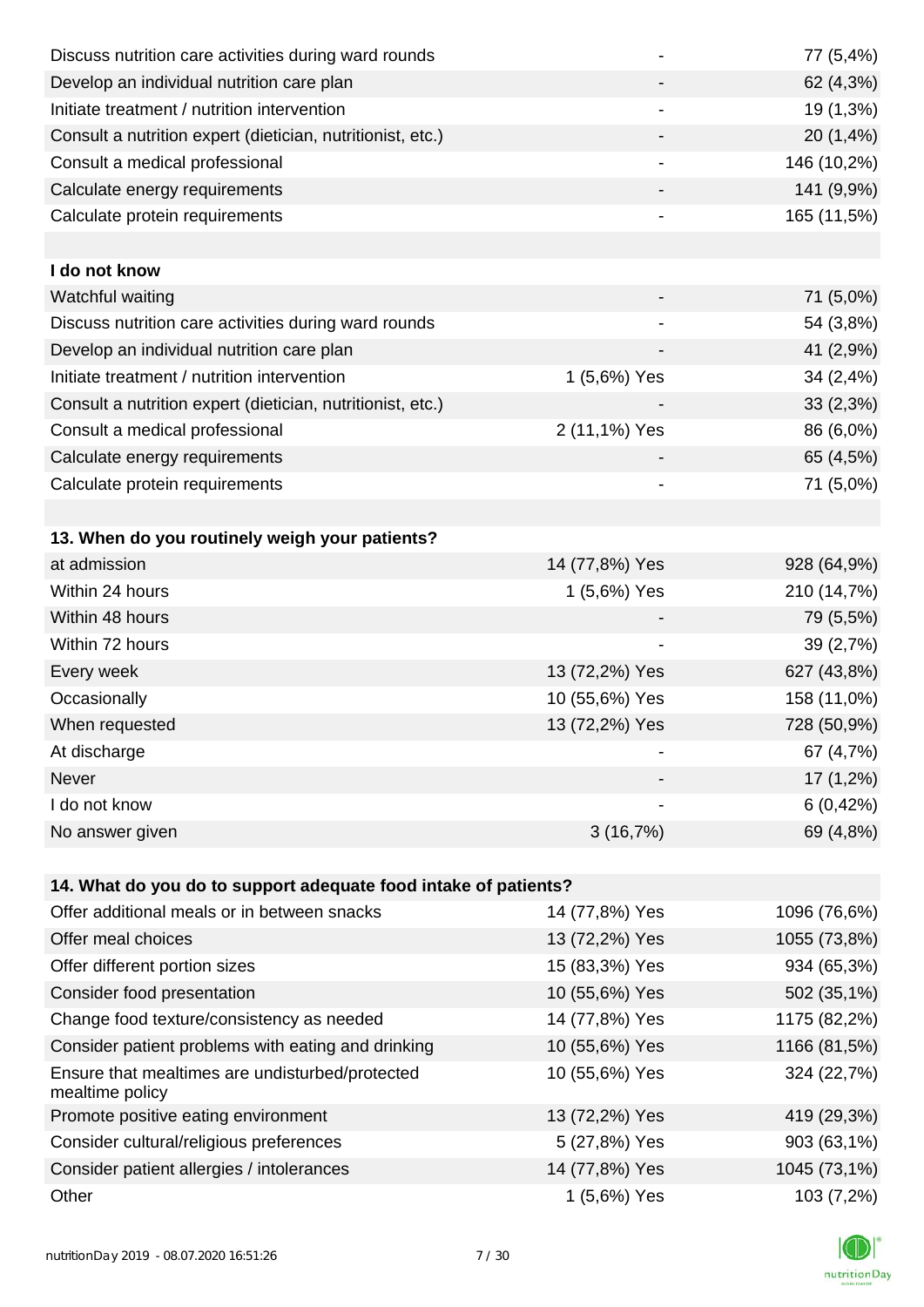| | | |
|---|---|---|
| Discuss nutrition care activities during ward rounds | - | 77 (5,4%) |
| Develop an individual nutrition care plan | - | 62 (4,3%) |
| Initiate treatment / nutrition intervention | - | 19 (1,3%) |
| Consult a nutrition expert (dietician, nutritionist, etc.) | - | 20 (1,4%) |
| Consult a medical professional | - | 146 (10,2%) |
| Calculate energy requirements | - | 141 (9,9%) |
| Calculate protein requirements | - | 165 (11,5%) |

| **I do not know** | | |
|---|---|---|
| Watchful waiting | - | 71 (5,0%) |
| Discuss nutrition care activities during ward rounds | - | 54 (3,8%) |
| Develop an individual nutrition care plan | - | 41 (2,9%) |
| Initiate treatment / nutrition intervention | 1 (5,6%) Yes | 34 (2,4%) |
| Consult a nutrition expert (dietician, nutritionist, etc.) | - | 33 (2,3%) |
| Consult a medical professional | 2 (11,1%) Yes | 86 (6,0%) |
| Calculate energy requirements | - | 65 (4,5%) |
| Calculate protein requirements | - | 71 (5,0%) |

| **13. When do you routinely weigh your patients?** | | |
|---|---|---|
| at admission | 14 (77,8%) Yes | 928 (64,9%) |
| Within 24 hours | 1 (5,6%) Yes | 210 (14,7%) |
| Within 48 hours | - | 79 (5,5%) |
| Within 72 hours | - | 39 (2,7%) |
| Every week | 13 (72,2%) Yes | 627 (43,8%) |
| Occasionally | 10 (55,6%) Yes | 158 (11,0%) |
| When requested | 13 (72,2%) Yes | 728 (50,9%) |
| At discharge | - | 67 (4,7%) |
| Never | - | 17 (1,2%) |
| I do not know | - | 6 (0,42%) |
| No answer given | 3 (16,7%) | 69 (4,8%) |

| **14. What do you do to support adequate food intake of patients?** | | |
|---|---|---|
| Offer additional meals or in between snacks | 14 (77,8%) Yes | 1096 (76,6%) |
| Offer meal choices | 13 (72,2%) Yes | 1055 (73,8%) |
| Offer different portion sizes | 15 (83,3%) Yes | 934 (65,3%) |
| Consider food presentation | 10 (55,6%) Yes | 502 (35,1%) |
| Change food texture/consistency as needed | 14 (77,8%) Yes | 1175 (82,2%) |
| Consider patient problems with eating and drinking | 10 (55,6%) Yes | 1166 (81,5%) |
| Ensure that mealtimes are undisturbed/protected mealtime policy | 10 (55,6%) Yes | 324 (22,7%) |
| Promote positive eating environment | 13 (72,2%) Yes | 419 (29,3%) |
| Consider cultural/religious preferences | 5 (27,8%) Yes | 903 (63,1%) |
| Consider patient allergies / intolerances | 14 (77,8%) Yes | 1045 (73,1%) |
| Other | 1 (5,6%) Yes | 103 (7,2%) |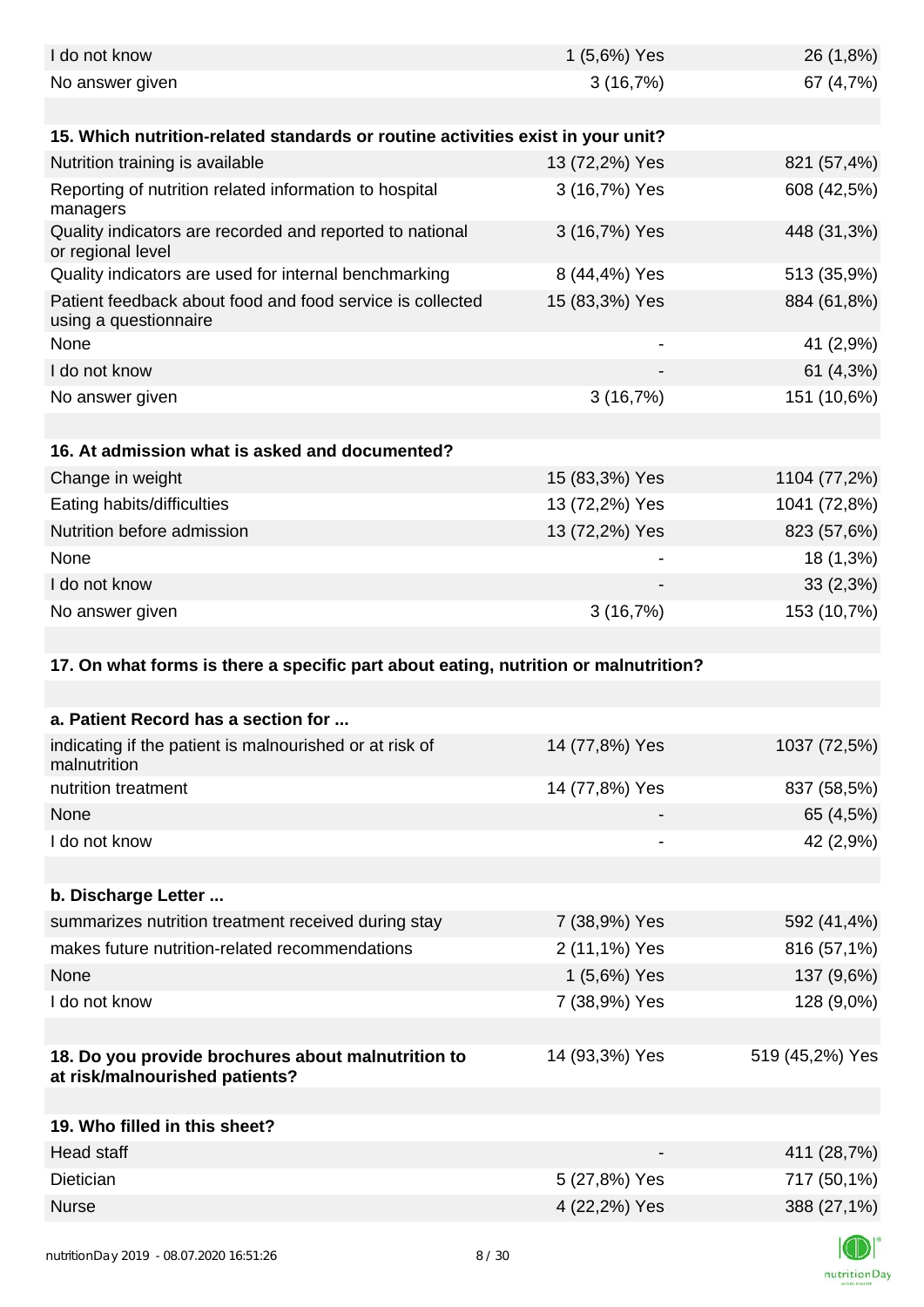| | | |
|---|---|---|
| I do not know | 1 (5,6%) Yes | 26 (1,8%) |
| No answer given | 3 (16,7%) | 67 (4,7%) |
| | | |
| **15. Which nutrition-related standards or routine activities exist in your unit?** | | |
| Nutrition training is available | 13 (72,2%) Yes | 821 (57,4%) |
| Reporting of nutrition related information to hospital managers | 3 (16,7%) Yes | 608 (42,5%) |
| Quality indicators are recorded and reported to national or regional level | 3 (16,7%) Yes | 448 (31,3%) |
| Quality indicators are used for internal benchmarking | 8 (44,4%) Yes | 513 (35,9%) |
| Patient feedback about food and food service is collected using a questionnaire | 15 (83,3%) Yes | 884 (61,8%) |
| None | - | 41 (2,9%) |
| I do not know | - | 61 (4,3%) |
| No answer given | 3 (16,7%) | 151 (10,6%) |
| | | |
| **16. At admission what is asked and documented?** | | |
| Change in weight | 15 (83,3%) Yes | 1104 (77,2%) |
| Eating habits/difficulties | 13 (72,2%) Yes | 1041 (72,8%) |
| Nutrition before admission | 13 (72,2%) Yes | 823 (57,6%) |
| None | - | 18 (1,3%) |
| I do not know | - | 33 (2,3%) |
| No answer given | 3 (16,7%) | 153 (10,7%) |
| | | |
| **17. On what forms is there a specific part about eating, nutrition or malnutrition?** | | |
| | | |
| **a. Patient Record has a section for ...** | | |
| indicating if the patient is malnourished or at risk of malnutrition | 14 (77,8%) Yes | 1037 (72,5%) |
| nutrition treatment | 14 (77,8%) Yes | 837 (58,5%) |
| None | - | 65 (4,5%) |
| I do not know | - | 42 (2,9%) |
| | | |
| **b. Discharge Letter ...** | | |
| summarizes nutrition treatment received during stay | 7 (38,9%) Yes | 592 (41,4%) |
| makes future nutrition-related recommendations | 2 (11,1%) Yes | 816 (57,1%) |
| None | 1 (5,6%) Yes | 137 (9,6%) |
| I do not know | 7 (38,9%) Yes | 128 (9,0%) |
| | | |
| **18. Do you provide brochures about malnutrition to at risk/malnourished patients?** | 14 (93,3%) Yes | 519 (45,2%) Yes |
| | | |
| **19. Who filled in this sheet?** | | |
| Head staff | - | 411 (28,7%) |
| Dietician | 5 (27,8%) Yes | 717 (50,1%) |
| Nurse | 4 (22,2%) Yes | 388 (27,1%) |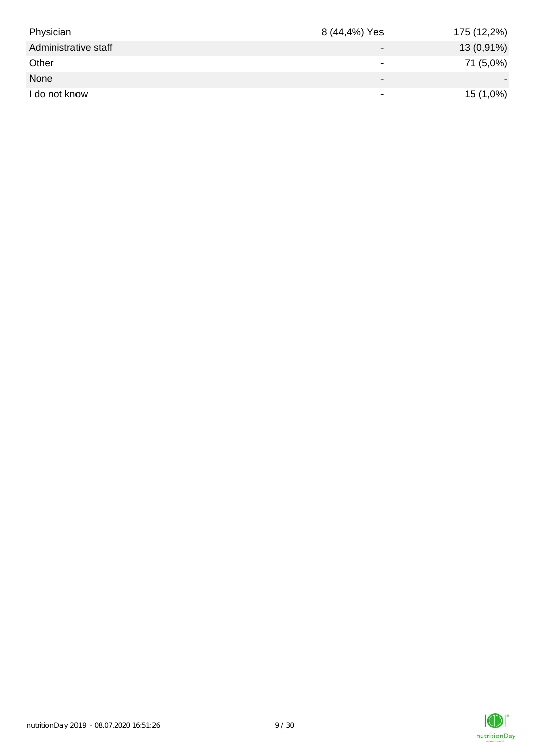| | | |
|---|---|---|
| Physician | 8 (44,4%) Yes | 175 (12,2%) |
| Administrative staff | - | 13 (0,91%) |
| Other | - | 71 (5,0%) |
| None | - | - |
| I do not know | - | 15 (1,0%) |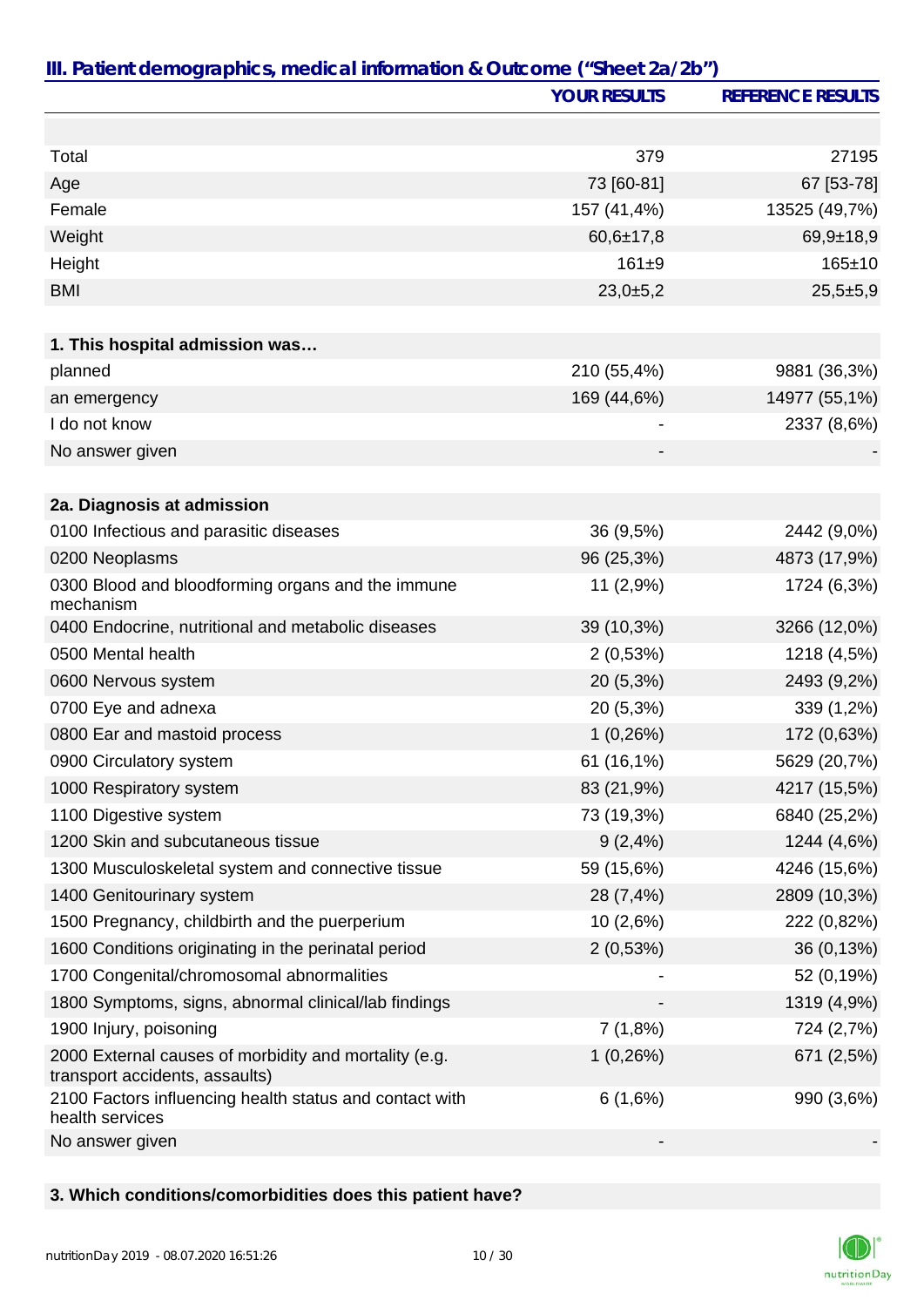## III. Patient demographics, medical information & Outcome ("Sheet 2a/2b")

| | YOUR RESULTS | REFERENCE RESULTS |
|---|---|---|
| | | |
| Total | 379 | 27195 |
| Age | 73 [60-81] | 67 [53-78] |
| Female | 157 (41,4%) | 13525 (49,7%) |
| Weight | 60,6±17,8 | 69,9±18,9 |
| Height | 161±9 | 165±10 |
| BMI | 23,0±5,2 | 25,5±5,9 |
| | | |
| **1. This hospital admission was…** | | |
| planned | 210 (55,4%) | 9881 (36,3%) |
| an emergency | 169 (44,6%) | 14977 (55,1%) |
| I do not know | - | 2337 (8,6%) |
| No answer given | - | - |
| | | |
| **2a. Diagnosis at admission** | | |
| 0100 Infectious and parasitic diseases | 36 (9,5%) | 2442 (9,0%) |
| 0200 Neoplasms | 96 (25,3%) | 4873 (17,9%) |
| 0300 Blood and bloodforming organs and the immune mechanism | 11 (2,9%) | 1724 (6,3%) |
| 0400 Endocrine, nutritional and metabolic diseases | 39 (10,3%) | 3266 (12,0%) |
| 0500 Mental health | 2 (0,53%) | 1218 (4,5%) |
| 0600 Nervous system | 20 (5,3%) | 2493 (9,2%) |
| 0700 Eye and adnexa | 20 (5,3%) | 339 (1,2%) |
| 0800 Ear and mastoid process | 1 (0,26%) | 172 (0,63%) |
| 0900 Circulatory system | 61 (16,1%) | 5629 (20,7%) |
| 1000 Respiratory system | 83 (21,9%) | 4217 (15,5%) |
| 1100 Digestive system | 73 (19,3%) | 6840 (25,2%) |
| 1200 Skin and subcutaneous tissue | 9 (2,4%) | 1244 (4,6%) |
| 1300 Musculoskeletal system and connective tissue | 59 (15,6%) | 4246 (15,6%) |
| 1400 Genitourinary system | 28 (7,4%) | 2809 (10,3%) |
| 1500 Pregnancy, childbirth and the puerperium | 10 (2,6%) | 222 (0,82%) |
| 1600 Conditions originating in the perinatal period | 2 (0,53%) | 36 (0,13%) |
| 1700 Congenital/chromosomal abnormalities | - | 52 (0,19%) |
| 1800 Symptoms, signs, abnormal clinical/lab findings | - | 1319 (4,9%) |
| 1900 Injury, poisoning | 7 (1,8%) | 724 (2,7%) |
| 2000 External causes of morbidity and mortality (e.g. transport accidents, assaults) | 1 (0,26%) | 671 (2,5%) |
| 2100 Factors influencing health status and contact with health services | 6 (1,6%) | 990 (3,6%) |
| No answer given | - | - |

**3. Which conditions/comorbidities does this patient have?**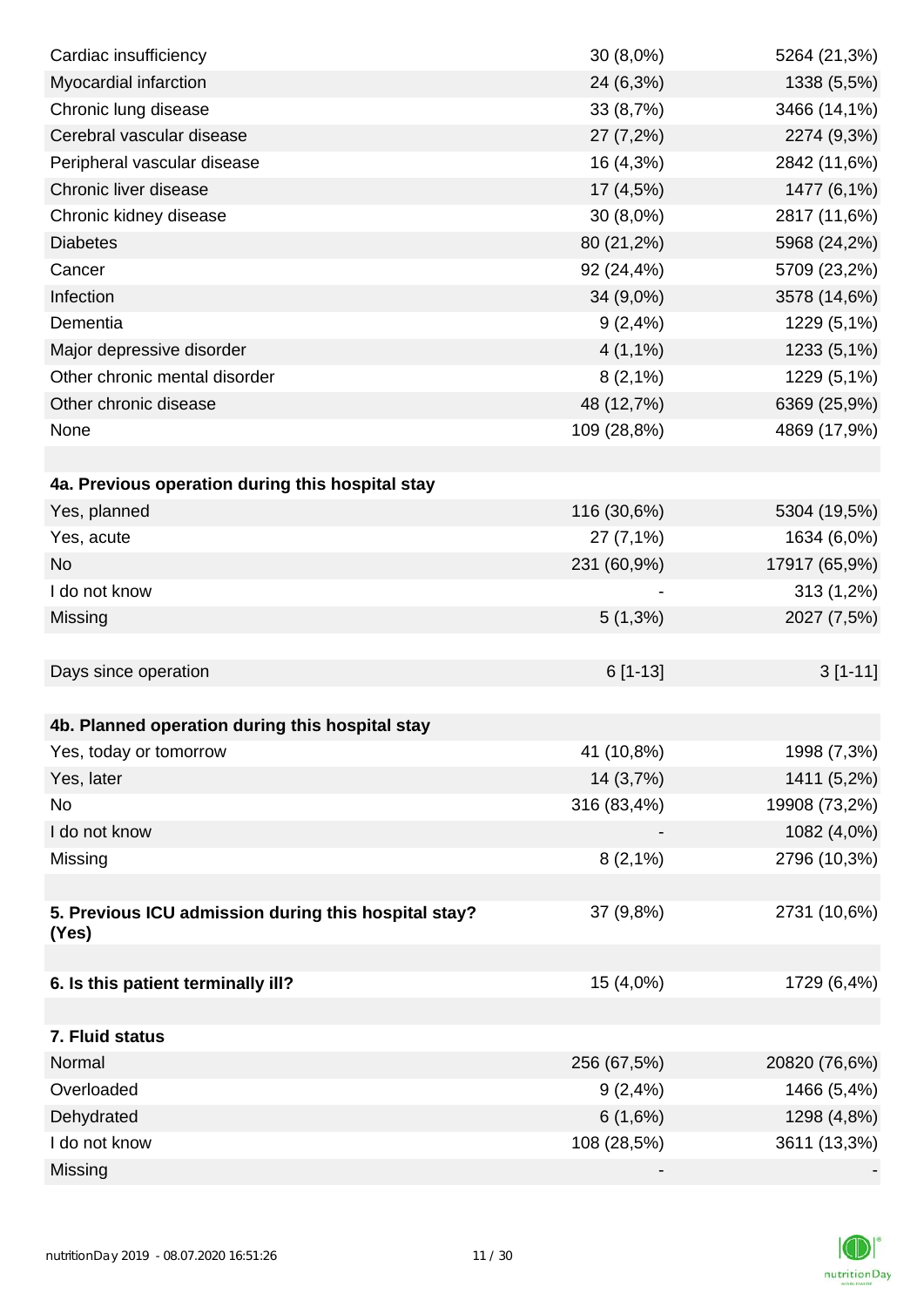| | | |
|---|---|---|
| Cardiac insufficiency | 30 (8,0%) | 5264 (21,3%) |
| Myocardial infarction | 24 (6,3%) | 1338 (5,5%) |
| Chronic lung disease | 33 (8,7%) | 3466 (14,1%) |
| Cerebral vascular disease | 27 (7,2%) | 2274 (9,3%) |
| Peripheral vascular disease | 16 (4,3%) | 2842 (11,6%) |
| Chronic liver disease | 17 (4,5%) | 1477 (6,1%) |
| Chronic kidney disease | 30 (8,0%) | 2817 (11,6%) |
| Diabetes | 80 (21,2%) | 5968 (24,2%) |
| Cancer | 92 (24,4%) | 5709 (23,2%) |
| Infection | 34 (9,0%) | 3578 (14,6%) |
| Dementia | 9 (2,4%) | 1229 (5,1%) |
| Major depressive disorder | 4 (1,1%) | 1233 (5,1%) |
| Other chronic mental disorder | 8 (2,1%) | 1229 (5,1%) |
| Other chronic disease | 48 (12,7%) | 6369 (25,9%) |
| None | 109 (28,8%) | 4869 (17,9%) |
| | | |
| **4a. Previous operation during this hospital stay** | | |
| Yes, planned | 116 (30,6%) | 5304 (19,5%) |
| Yes, acute | 27 (7,1%) | 1634 (6,0%) |
| No | 231 (60,9%) | 17917 (65,9%) |
| I do not know | - | 313 (1,2%) |
| Missing | 5 (1,3%) | 2027 (7,5%) |
| | | |
| Days since operation | 6 [1-13] | 3 [1-11] |
| | | |
| **4b. Planned operation during this hospital stay** | | |
| Yes, today or tomorrow | 41 (10,8%) | 1998 (7,3%) |
| Yes, later | 14 (3,7%) | 1411 (5,2%) |
| No | 316 (83,4%) | 19908 (73,2%) |
| I do not know | - | 1082 (4,0%) |
| Missing | 8 (2,1%) | 2796 (10,3%) |
| | | |
| **5. Previous ICU admission during this hospital stay? (Yes)** | 37 (9,8%) | 2731 (10,6%) |
| | | |
| **6. Is this patient terminally ill?** | 15 (4,0%) | 1729 (6,4%) |
| | | |
| **7. Fluid status** | | |
| Normal | 256 (67,5%) | 20820 (76,6%) |
| Overloaded | 9 (2,4%) | 1466 (5,4%) |
| Dehydrated | 6 (1,6%) | 1298 (4,8%) |
| I do not know | 108 (28,5%) | 3611 (13,3%) |
| Missing | - | - |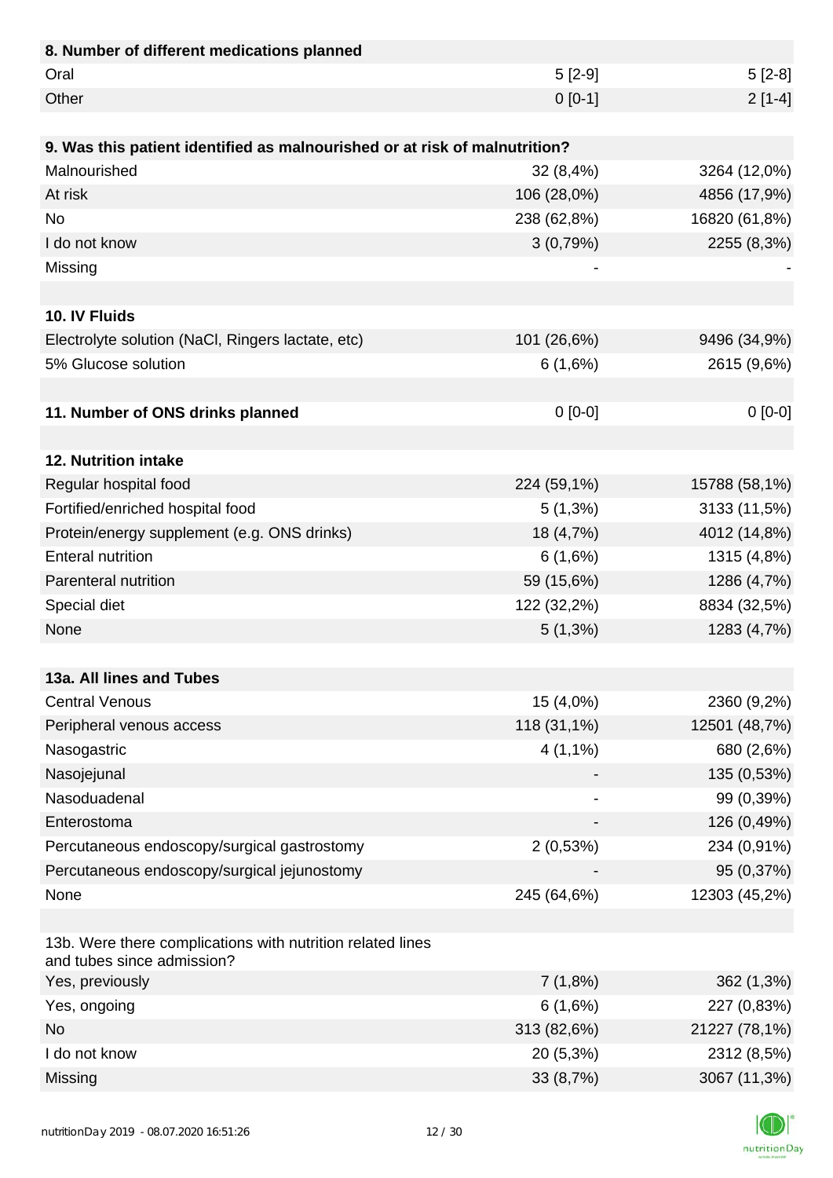| 8. Number of different medications planned | | |
|---|---|---|
| Oral | 5 [2-9] | 5 [2-8] |
| Other | 0 [0-1] | 2 [1-4] |

| 9. Was this patient identified as malnourished or at risk of malnutrition? | | |
|---|---|---|
| Malnourished | 32 (8,4%) | 3264 (12,0%) |
| At risk | 106 (28,0%) | 4856 (17,9%) |
| No | 238 (62,8%) | 16820 (61,8%) |
| I do not know | 3 (0,79%) | 2255 (8,3%) |
| Missing | - | - |

| 10. IV Fluids | | |
|---|---|---|
| Electrolyte solution (NaCl, Ringers lactate, etc) | 101 (26,6%) | 9496 (34,9%) |
| 5% Glucose solution | 6 (1,6%) | 2615 (9,6%) |

| 11. Number of ONS drinks planned | 0 [0-0] | 0 [0-0] |
|---|---|---|

| 12. Nutrition intake | | |
|---|---|---|
| Regular hospital food | 224 (59,1%) | 15788 (58,1%) |
| Fortified/enriched hospital food | 5 (1,3%) | 3133 (11,5%) |
| Protein/energy supplement (e.g. ONS drinks) | 18 (4,7%) | 4012 (14,8%) |
| Enteral nutrition | 6 (1,6%) | 1315 (4,8%) |
| Parenteral nutrition | 59 (15,6%) | 1286 (4,7%) |
| Special diet | 122 (32,2%) | 8834 (32,5%) |
| None | 5 (1,3%) | 1283 (4,7%) |

| 13a. All lines and Tubes | | |
|---|---|---|
| Central Venous | 15 (4,0%) | 2360 (9,2%) |
| Peripheral venous access | 118 (31,1%) | 12501 (48,7%) |
| Nasogastric | 4 (1,1%) | 680 (2,6%) |
| Nasojejunal | - | 135 (0,53%) |
| Nasoduadenal | - | 99 (0,39%) |
| Enterostoma | - | 126 (0,49%) |
| Percutaneous endoscopy/surgical gastrostomy | 2 (0,53%) | 234 (0,91%) |
| Percutaneous endoscopy/surgical jejunostomy | - | 95 (0,37%) |
| None | 245 (64,6%) | 12303 (45,2%) |

| 13b. Were there complications with nutrition related lines and tubes since admission? | | |
|---|---|---|
| Yes, previously | 7 (1,8%) | 362 (1,3%) |
| Yes, ongoing | 6 (1,6%) | 227 (0,83%) |
| No | 313 (82,6%) | 21227 (78,1%) |
| I do not know | 20 (5,3%) | 2312 (8,5%) |
| Missing | 33 (8,7%) | 3067 (11,3%) |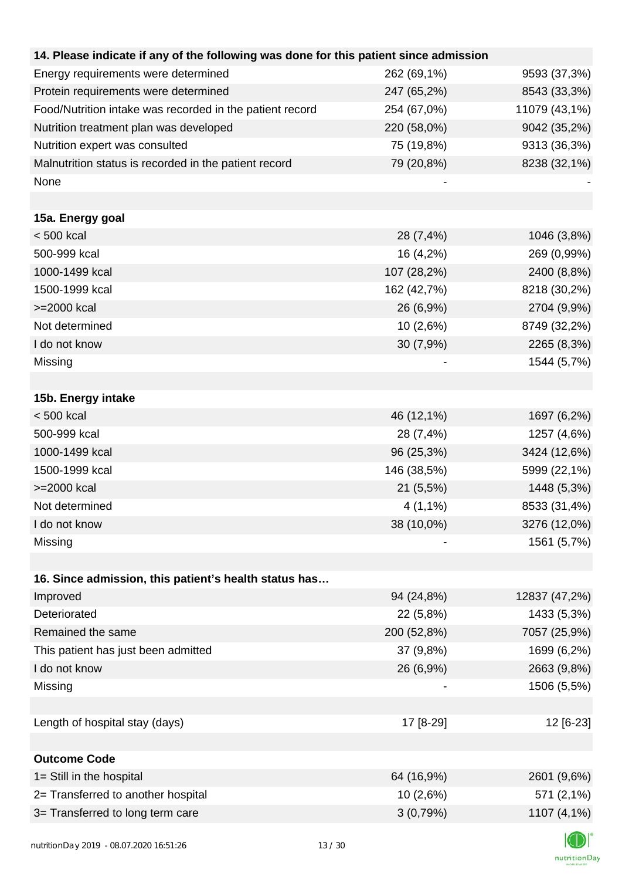| 14. Please indicate if any of the following was done for this patient since admission | | |
|---|---|---|
| Energy requirements were determined | 262 (69,1%) | 9593 (37,3%) |
| Protein requirements were determined | 247 (65,2%) | 8543 (33,3%) |
| Food/Nutrition intake was recorded in the patient record | 254 (67,0%) | 11079 (43,1%) |
| Nutrition treatment plan was developed | 220 (58,0%) | 9042 (35,2%) |
| Nutrition expert was consulted | 75 (19,8%) | 9313 (36,3%) |
| Malnutrition status is recorded in the patient record | 79 (20,8%) | 8238 (32,1%) |
| None | - | - |
| | | |
| **15a. Energy goal** | | |
| < 500 kcal | 28 (7,4%) | 1046 (3,8%) |
| 500-999 kcal | 16 (4,2%) | 269 (0,99%) |
| 1000-1499 kcal | 107 (28,2%) | 2400 (8,8%) |
| 1500-1999 kcal | 162 (42,7%) | 8218 (30,2%) |
| >=2000 kcal | 26 (6,9%) | 2704 (9,9%) |
| Not determined | 10 (2,6%) | 8749 (32,2%) |
| I do not know | 30 (7,9%) | 2265 (8,3%) |
| Missing | - | 1544 (5,7%) |
| | | |
| **15b. Energy intake** | | |
| < 500 kcal | 46 (12,1%) | 1697 (6,2%) |
| 500-999 kcal | 28 (7,4%) | 1257 (4,6%) |
| 1000-1499 kcal | 96 (25,3%) | 3424 (12,6%) |
| 1500-1999 kcal | 146 (38,5%) | 5999 (22,1%) |
| >=2000 kcal | 21 (5,5%) | 1448 (5,3%) |
| Not determined | 4 (1,1%) | 8533 (31,4%) |
| I do not know | 38 (10,0%) | 3276 (12,0%) |
| Missing | - | 1561 (5,7%) |
| | | |
| **16. Since admission, this patient's health status has…** | | |
| Improved | 94 (24,8%) | 12837 (47,2%) |
| Deteriorated | 22 (5,8%) | 1433 (5,3%) |
| Remained the same | 200 (52,8%) | 7057 (25,9%) |
| This patient has just been admitted | 37 (9,8%) | 1699 (6,2%) |
| I do not know | 26 (6,9%) | 2663 (9,8%) |
| Missing | - | 1506 (5,5%) |
| | | |
| Length of hospital stay (days) | 17 [8-29] | 12 [6-23] |
| | | |
| **Outcome Code** | | |
| 1= Still in the hospital | 64 (16,9%) | 2601 (9,6%) |
| 2= Transferred to another hospital | 10 (2,6%) | 571 (2,1%) |
| 3= Transferred to long term care | 3 (0,79%) | 1107 (4,1%) |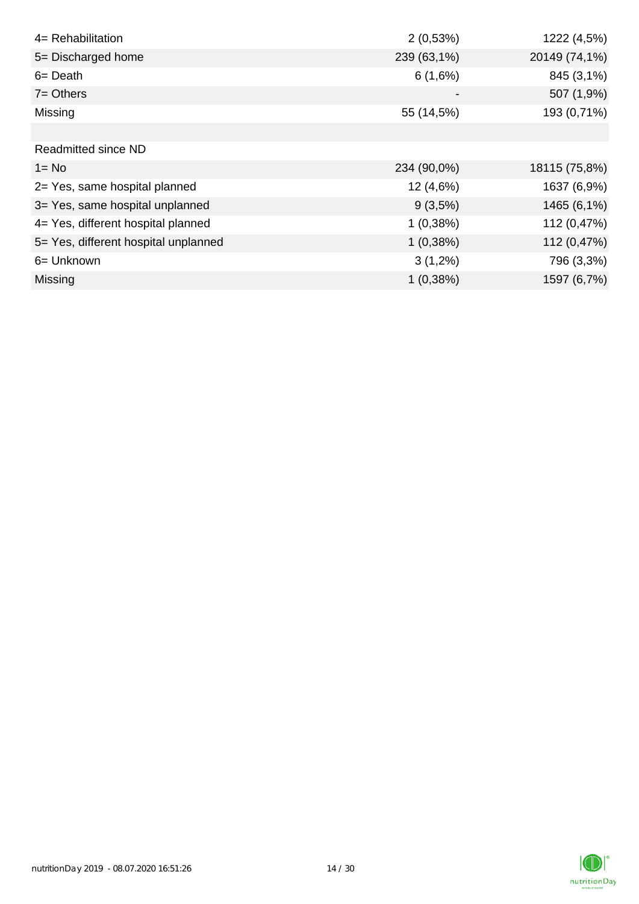| | | |
|---|---|---|
| 4= Rehabilitation | 2 (0,53%) | 1222 (4,5%) |
| 5= Discharged home | 239 (63,1%) | 20149 (74,1%) |
| 6= Death | 6 (1,6%) | 845 (3,1%) |
| 7= Others | - | 507 (1,9%) |
| Missing | 55 (14,5%) | 193 (0,71%) |
| | | |
| Readmitted since ND | | |
| 1= No | 234 (90,0%) | 18115 (75,8%) |
| 2= Yes, same hospital planned | 12 (4,6%) | 1637 (6,9%) |
| 3= Yes, same hospital unplanned | 9 (3,5%) | 1465 (6,1%) |
| 4= Yes, different hospital planned | 1 (0,38%) | 112 (0,47%) |
| 5= Yes, different hospital unplanned | 1 (0,38%) | 112 (0,47%) |
| 6= Unknown | 3 (1,2%) | 796 (3,3%) |
| Missing | 1 (0,38%) | 1597 (6,7%) |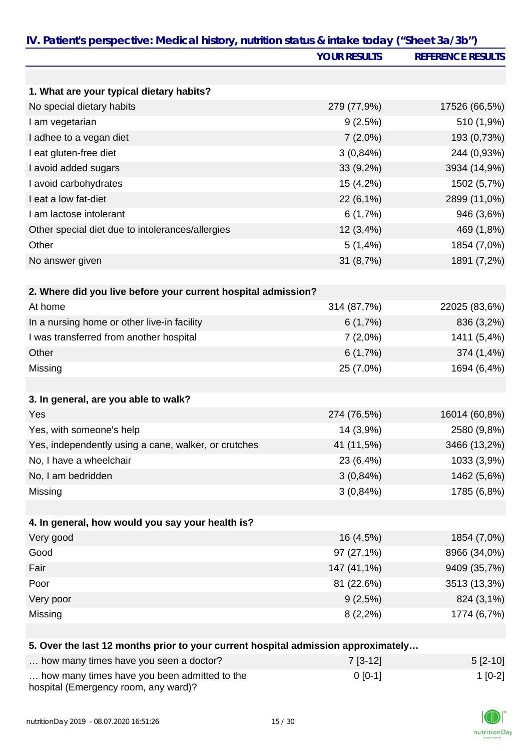## IV. Patient's perspective: Medical history, nutrition status & intake today ("Sheet 3a/3b")

| | YOUR RESULTS | REFERENCE RESULTS |
|---|---|---|
| **1. What are your typical dietary habits?** | | |
| No special dietary habits | 279 (77,9%) | 17526 (66,5%) |
| I am vegetarian | 9 (2,5%) | 510 (1,9%) |
| I adhee to a vegan diet | 7 (2,0%) | 193 (0,73%) |
| I eat gluten-free diet | 3 (0,84%) | 244 (0,93%) |
| I avoid added sugars | 33 (9,2%) | 3934 (14,9%) |
| I avoid carbohydrates | 15 (4,2%) | 1502 (5,7%) |
| I eat a low fat-diet | 22 (6,1%) | 2899 (11,0%) |
| I am lactose intolerant | 6 (1,7%) | 946 (3,6%) |
| Other special diet due to intolerances/allergies | 12 (3,4%) | 469 (1,8%) |
| Other | 5 (1,4%) | 1854 (7,0%) |
| No answer given | 31 (8,7%) | 1891 (7,2%) |
| **2. Where did you live before your current hospital admission?** | | |
| At home | 314 (87,7%) | 22025 (83,6%) |
| In a nursing home or other live-in facility | 6 (1,7%) | 836 (3,2%) |
| I was transferred from another hospital | 7 (2,0%) | 1411 (5,4%) |
| Other | 6 (1,7%) | 374 (1,4%) |
| Missing | 25 (7,0%) | 1694 (6,4%) |
| **3. In general, are you able to walk?** | | |
| Yes | 274 (76,5%) | 16014 (60,8%) |
| Yes, with someone's help | 14 (3,9%) | 2580 (9,8%) |
| Yes, independently using a cane, walker, or crutches | 41 (11,5%) | 3466 (13,2%) |
| No, I have a wheelchair | 23 (6,4%) | 1033 (3,9%) |
| No, I am bedridden | 3 (0,84%) | 1462 (5,6%) |
| Missing | 3 (0,84%) | 1785 (6,8%) |
| **4. In general, how would you say your health is?** | | |
| Very good | 16 (4,5%) | 1854 (7,0%) |
| Good | 97 (27,1%) | 8966 (34,0%) |
| Fair | 147 (41,1%) | 9409 (35,7%) |
| Poor | 81 (22,6%) | 3513 (13,3%) |
| Very poor | 9 (2,5%) | 824 (3,1%) |
| Missing | 8 (2,2%) | 1774 (6,7%) |
| **5. Over the last 12 months prior to your current hospital admission approximately…** | | |
| … how many times have you seen a doctor? | 7 [3-12] | 5 [2-10] |
| … how many times have you been admitted to the hospital (Emergency room, any ward)? | 0 [0-1] | 1 [0-2] |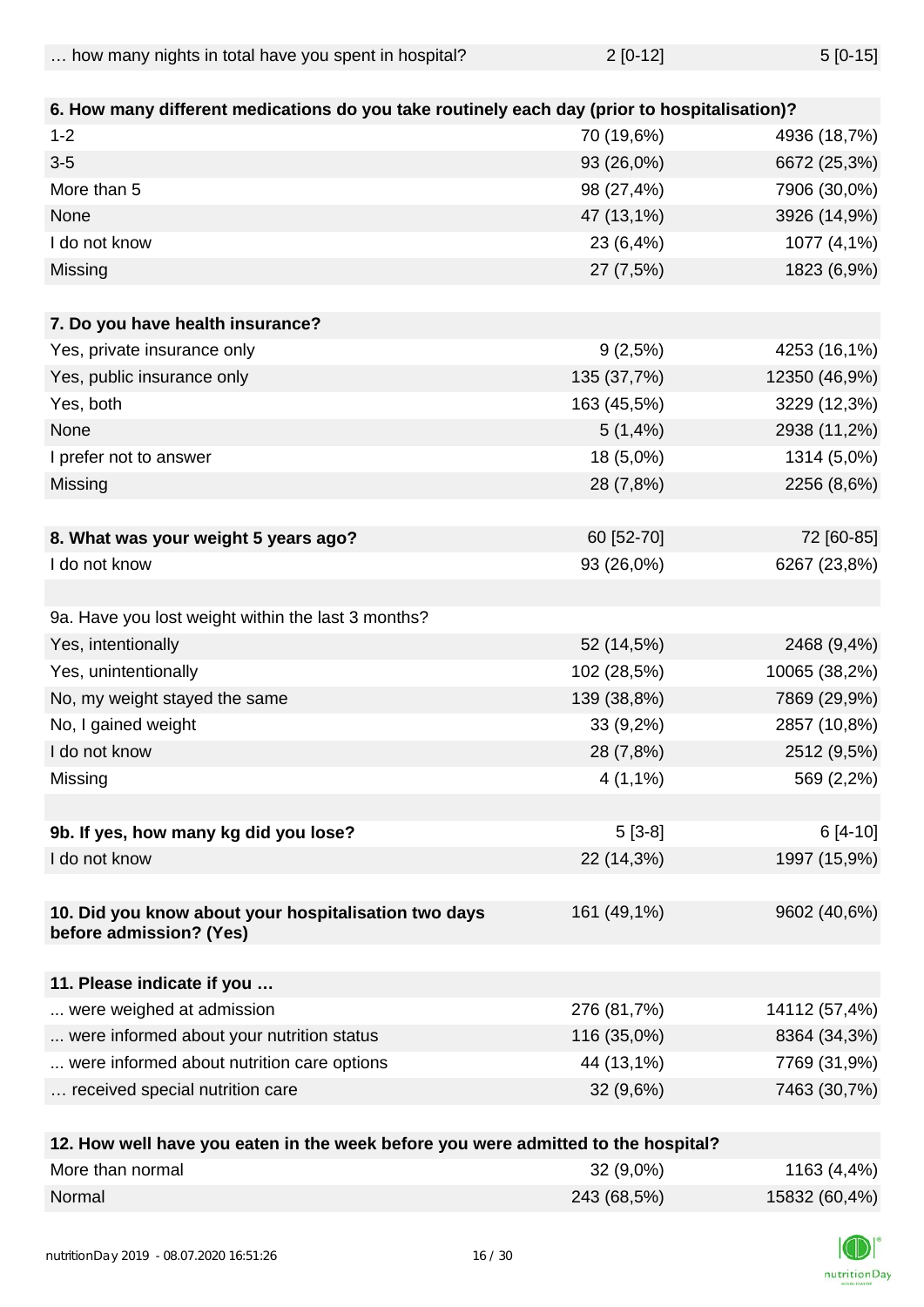| … how many nights in total have you spent in hospital? | 2 [0-12] | 5 [0-15] |
|---|---|---|
| | | |
| **6. How many different medications do you take routinely each day (prior to hospitalisation)?** | | |
| 1-2 | 70 (19,6%) | 4936 (18,7%) |
| 3-5 | 93 (26,0%) | 6672 (25,3%) |
| More than 5 | 98 (27,4%) | 7906 (30,0%) |
| None | 47 (13,1%) | 3926 (14,9%) |
| I do not know | 23 (6,4%) | 1077 (4,1%) |
| Missing | 27 (7,5%) | 1823 (6,9%) |
| | | |
| **7. Do you have health insurance?** | | |
| Yes, private insurance only | 9 (2,5%) | 4253 (16,1%) |
| Yes, public insurance only | 135 (37,7%) | 12350 (46,9%) |
| Yes, both | 163 (45,5%) | 3229 (12,3%) |
| None | 5 (1,4%) | 2938 (11,2%) |
| I prefer not to answer | 18 (5,0%) | 1314 (5,0%) |
| Missing | 28 (7,8%) | 2256 (8,6%) |
| | | |
| **8. What was your weight 5 years ago?** | 60 [52-70] | 72 [60-85] |
| I do not know | 93 (26,0%) | 6267 (23,8%) |
| | | |
| 9a. Have you lost weight within the last 3 months? | | |
| Yes, intentionally | 52 (14,5%) | 2468 (9,4%) |
| Yes, unintentionally | 102 (28,5%) | 10065 (38,2%) |
| No, my weight stayed the same | 139 (38,8%) | 7869 (29,9%) |
| No, I gained weight | 33 (9,2%) | 2857 (10,8%) |
| I do not know | 28 (7,8%) | 2512 (9,5%) |
| Missing | 4 (1,1%) | 569 (2,2%) |
| | | |
| **9b. If yes, how many kg did you lose?** | 5 [3-8] | 6 [4-10] |
| I do not know | 22 (14,3%) | 1997 (15,9%) |
| | | |
| **10. Did you know about your hospitalisation two days before admission? (Yes)** | 161 (49,1%) | 9602 (40,6%) |
| | | |
| **11. Please indicate if you …** | | |
| ... were weighed at admission | 276 (81,7%) | 14112 (57,4%) |
| ... were informed about your nutrition status | 116 (35,0%) | 8364 (34,3%) |
| ... were informed about nutrition care options | 44 (13,1%) | 7769 (31,9%) |
| … received special nutrition care | 32 (9,6%) | 7463 (30,7%) |
| | | |
| **12. How well have you eaten in the week before you were admitted to the hospital?** | | |
| More than normal | 32 (9,0%) | 1163 (4,4%) |
| Normal | 243 (68,5%) | 15832 (60,4%) |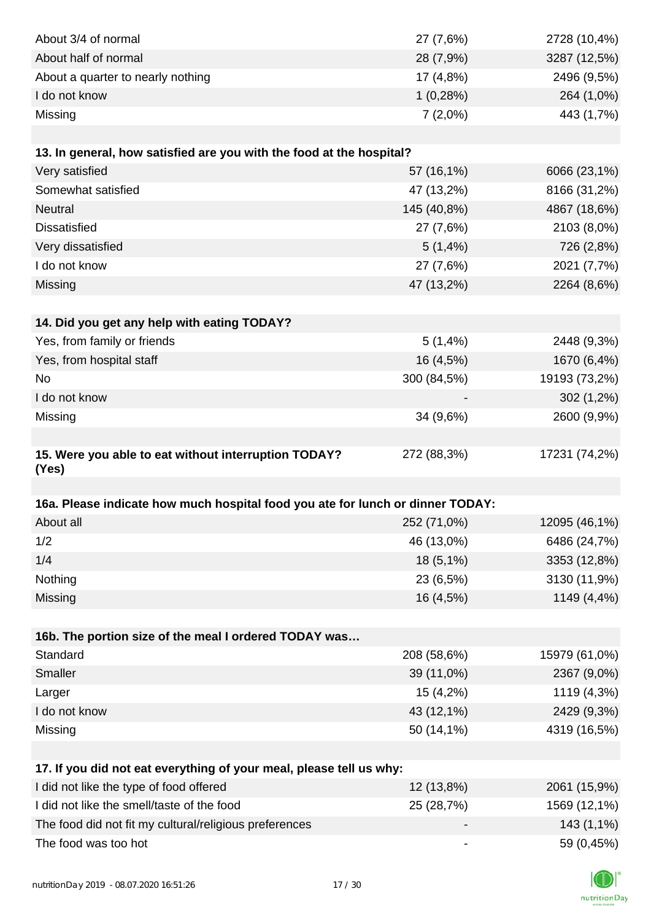| | | |
|---|---|---|
| About 3/4 of normal | 27 (7,6%) | 2728 (10,4%) |
| About half of normal | 28 (7,9%) | 3287 (12,5%) |
| About a quarter to nearly nothing | 17 (4,8%) | 2496 (9,5%) |
| I do not know | 1 (0,28%) | 264 (1,0%) |
| Missing | 7 (2,0%) | 443 (1,7%) |

| **13. In general, how satisfied are you with the food at the hospital?** | | |
|---|---|---|
| Very satisfied | 57 (16,1%) | 6066 (23,1%) |
| Somewhat satisfied | 47 (13,2%) | 8166 (31,2%) |
| Neutral | 145 (40,8%) | 4867 (18,6%) |
| Dissatisfied | 27 (7,6%) | 2103 (8,0%) |
| Very dissatisfied | 5 (1,4%) | 726 (2,8%) |
| I do not know | 27 (7,6%) | 2021 (7,7%) |
| Missing | 47 (13,2%) | 2264 (8,6%) |

| **14. Did you get any help with eating TODAY?** | | |
|---|---|---|
| Yes, from family or friends | 5 (1,4%) | 2448 (9,3%) |
| Yes, from hospital staff | 16 (4,5%) | 1670 (6,4%) |
| No | 300 (84,5%) | 19193 (73,2%) |
| I do not know | - | 302 (1,2%) |
| Missing | 34 (9,6%) | 2600 (9,9%) |

| | | |
|---|---|---|
| **15. Were you able to eat without interruption TODAY? (Yes)** | 272 (88,3%) | 17231 (74,2%) |

| **16a. Please indicate how much hospital food you ate for lunch or dinner TODAY:** | | |
|---|---|---|
| About all | 252 (71,0%) | 12095 (46,1%) |
| 1/2 | 46 (13,0%) | 6486 (24,7%) |
| 1/4 | 18 (5,1%) | 3353 (12,8%) |
| Nothing | 23 (6,5%) | 3130 (11,9%) |
| Missing | 16 (4,5%) | 1149 (4,4%) |

| **16b. The portion size of the meal I ordered TODAY was…** | | |
|---|---|---|
| Standard | 208 (58,6%) | 15979 (61,0%) |
| Smaller | 39 (11,0%) | 2367 (9,0%) |
| Larger | 15 (4,2%) | 1119 (4,3%) |
| I do not know | 43 (12,1%) | 2429 (9,3%) |
| Missing | 50 (14,1%) | 4319 (16,5%) |

| **17. If you did not eat everything of your meal, please tell us why:** | | |
|---|---|---|
| I did not like the type of food offered | 12 (13,8%) | 2061 (15,9%) |
| I did not like the smell/taste of the food | 25 (28,7%) | 1569 (12,1%) |
| The food did not fit my cultural/religious preferences | - | 143 (1,1%) |
| The food was too hot | - | 59 (0,45%) |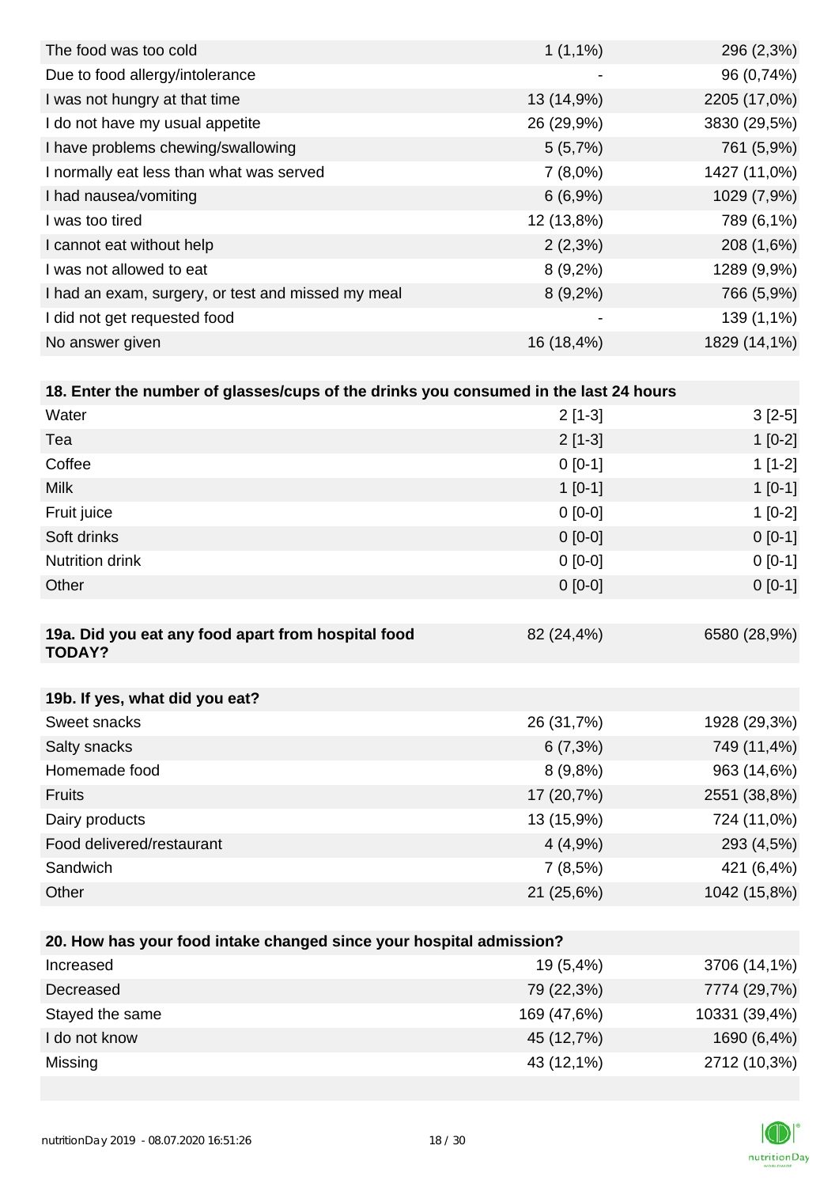| | | |
|---|---|---|
| The food was too cold | 1 (1,1%) | 296 (2,3%) |
| Due to food allergy/intolerance | - | 96 (0,74%) |
| I was not hungry at that time | 13 (14,9%) | 2205 (17,0%) |
| I do not have my usual appetite | 26 (29,9%) | 3830 (29,5%) |
| I have problems chewing/swallowing | 5 (5,7%) | 761 (5,9%) |
| I normally eat less than what was served | 7 (8,0%) | 1427 (11,0%) |
| I had nausea/vomiting | 6 (6,9%) | 1029 (7,9%) |
| I was too tired | 12 (13,8%) | 789 (6,1%) |
| I cannot eat without help | 2 (2,3%) | 208 (1,6%) |
| I was not allowed to eat | 8 (9,2%) | 1289 (9,9%) |
| I had an exam, surgery, or test and missed my meal | 8 (9,2%) | 766 (5,9%) |
| I did not get requested food | - | 139 (1,1%) |
| No answer given | 16 (18,4%) | 1829 (14,1%) |

| **18. Enter the number of glasses/cups of the drinks you consumed in the last 24 hours** | | |
|---|---|---|
| Water | 2 [1-3] | 3 [2-5] |
| Tea | 2 [1-3] | 1 [0-2] |
| Coffee | 0 [0-1] | 1 [1-2] |
| Milk | 1 [0-1] | 1 [0-1] |
| Fruit juice | 0 [0-0] | 1 [0-2] |
| Soft drinks | 0 [0-0] | 0 [0-1] |
| Nutrition drink | 0 [0-0] | 0 [0-1] |
| Other | 0 [0-0] | 0 [0-1] |

| **19a. Did you eat any food apart from hospital food TODAY?** | 82 (24,4%) | 6580 (28,9%) |
|---|---|---|

| **19b. If yes, what did you eat?** | | |
|---|---|---|
| Sweet snacks | 26 (31,7%) | 1928 (29,3%) |
| Salty snacks | 6 (7,3%) | 749 (11,4%) |
| Homemade food | 8 (9,8%) | 963 (14,6%) |
| Fruits | 17 (20,7%) | 2551 (38,8%) |
| Dairy products | 13 (15,9%) | 724 (11,0%) |
| Food delivered/restaurant | 4 (4,9%) | 293 (4,5%) |
| Sandwich | 7 (8,5%) | 421 (6,4%) |
| Other | 21 (25,6%) | 1042 (15,8%) |

| **20. How has your food intake changed since your hospital admission?** | | |
|---|---|---|
| Increased | 19 (5,4%) | 3706 (14,1%) |
| Decreased | 79 (22,3%) | 7774 (29,7%) |
| Stayed the same | 169 (47,6%) | 10331 (39,4%) |
| I do not know | 45 (12,7%) | 1690 (6,4%) |
| Missing | 43 (12,1%) | 2712 (10,3%) |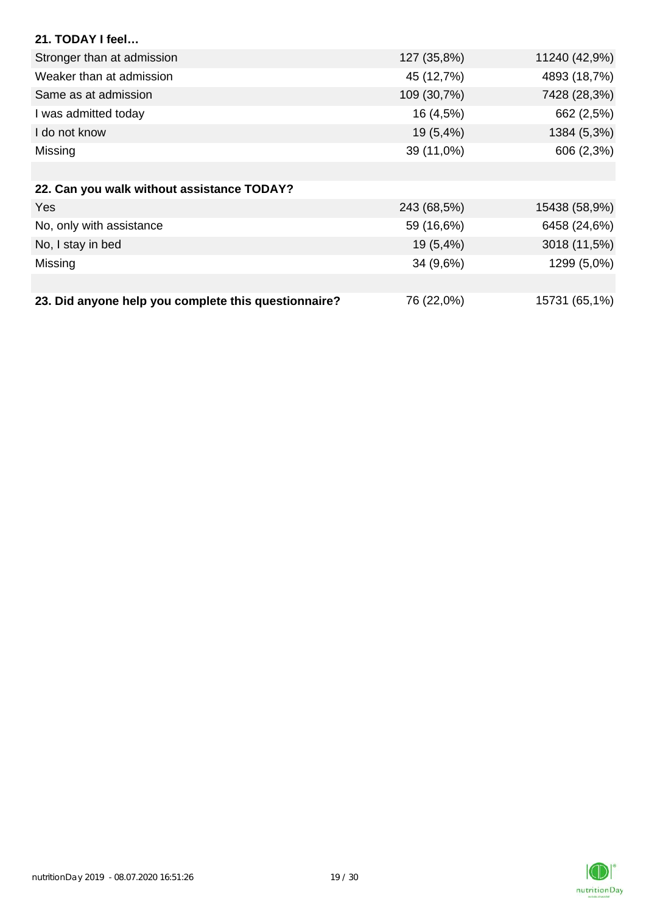| **21. TODAY I feel…** | | |
|---|---|---|
| Stronger than at admission | 127 (35,8%) | 11240 (42,9%) |
| Weaker than at admission | 45 (12,7%) | 4893 (18,7%) |
| Same as at admission | 109 (30,7%) | 7428 (28,3%) |
| I was admitted today | 16 (4,5%) | 662 (2,5%) |
| I do not know | 19 (5,4%) | 1384 (5,3%) |
| Missing | 39 (11,0%) | 606 (2,3%) |

| **22. Can you walk without assistance TODAY?** | | |
|---|---|---|
| Yes | 243 (68,5%) | 15438 (58,9%) |
| No, only with assistance | 59 (16,6%) | 6458 (24,6%) |
| No, I stay in bed | 19 (5,4%) | 3018 (11,5%) |
| Missing | 34 (9,6%) | 1299 (5,0%) |

| **23. Did anyone help you complete this questionnaire?** | 76 (22,0%) | 15731 (65,1%) |
|---|---|---|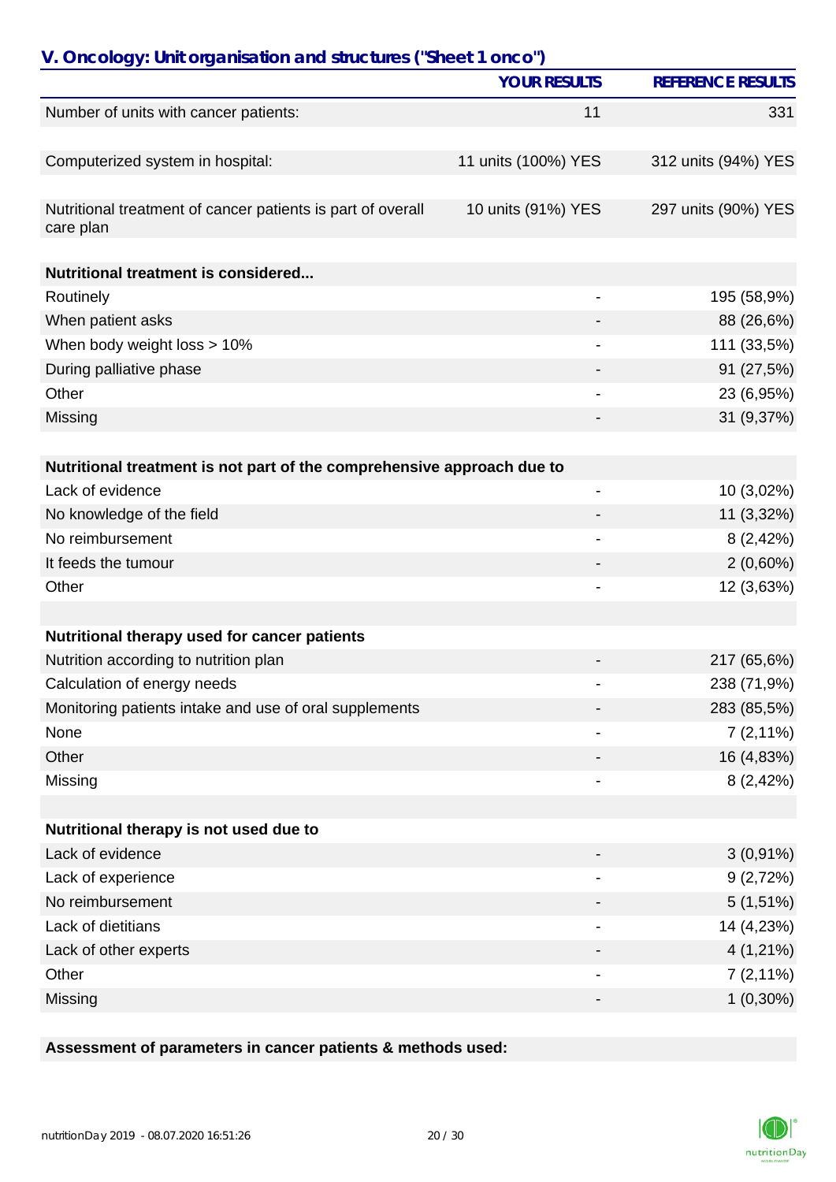## V. Oncology: Unit organisation and structures ("Sheet 1 onco")

| | YOUR RESULTS | REFERENCE RESULTS |
|---|---|---|
| Number of units with cancer patients: | 11 | 331 |
| Computerized system in hospital: | 11 units (100%) YES | 312 units (94%) YES |
| Nutritional treatment of cancer patients is part of overall care plan | 10 units (91%) YES | 297 units (90%) YES |
| **Nutritional treatment is considered...** | | |
| Routinely | - | 195 (58,9%) |
| When patient asks | - | 88 (26,6%) |
| When body weight loss > 10% | - | 111 (33,5%) |
| During palliative phase | - | 91 (27,5%) |
| Other | - | 23 (6,95%) |
| Missing | - | 31 (9,37%) |
| **Nutritional treatment is not part of the comprehensive approach due to** | | |
| Lack of evidence | - | 10 (3,02%) |
| No knowledge of the field | - | 11 (3,32%) |
| No reimbursement | - | 8 (2,42%) |
| It feeds the tumour | - | 2 (0,60%) |
| Other | - | 12 (3,63%) |
| **Nutritional therapy used for cancer patients** | | |
| Nutrition according to nutrition plan | - | 217 (65,6%) |
| Calculation of energy needs | - | 238 (71,9%) |
| Monitoring patients intake and use of oral supplements | - | 283 (85,5%) |
| None | - | 7 (2,11%) |
| Other | - | 16 (4,83%) |
| Missing | - | 8 (2,42%) |
| **Nutritional therapy is not used due to** | | |
| Lack of evidence | - | 3 (0,91%) |
| Lack of experience | - | 9 (2,72%) |
| No reimbursement | - | 5 (1,51%) |
| Lack of dietitians | - | 14 (4,23%) |
| Lack of other experts | - | 4 (1,21%) |
| Other | - | 7 (2,11%) |
| Missing | - | 1 (0,30%) |

**Assessment of parameters in cancer patients & methods used:**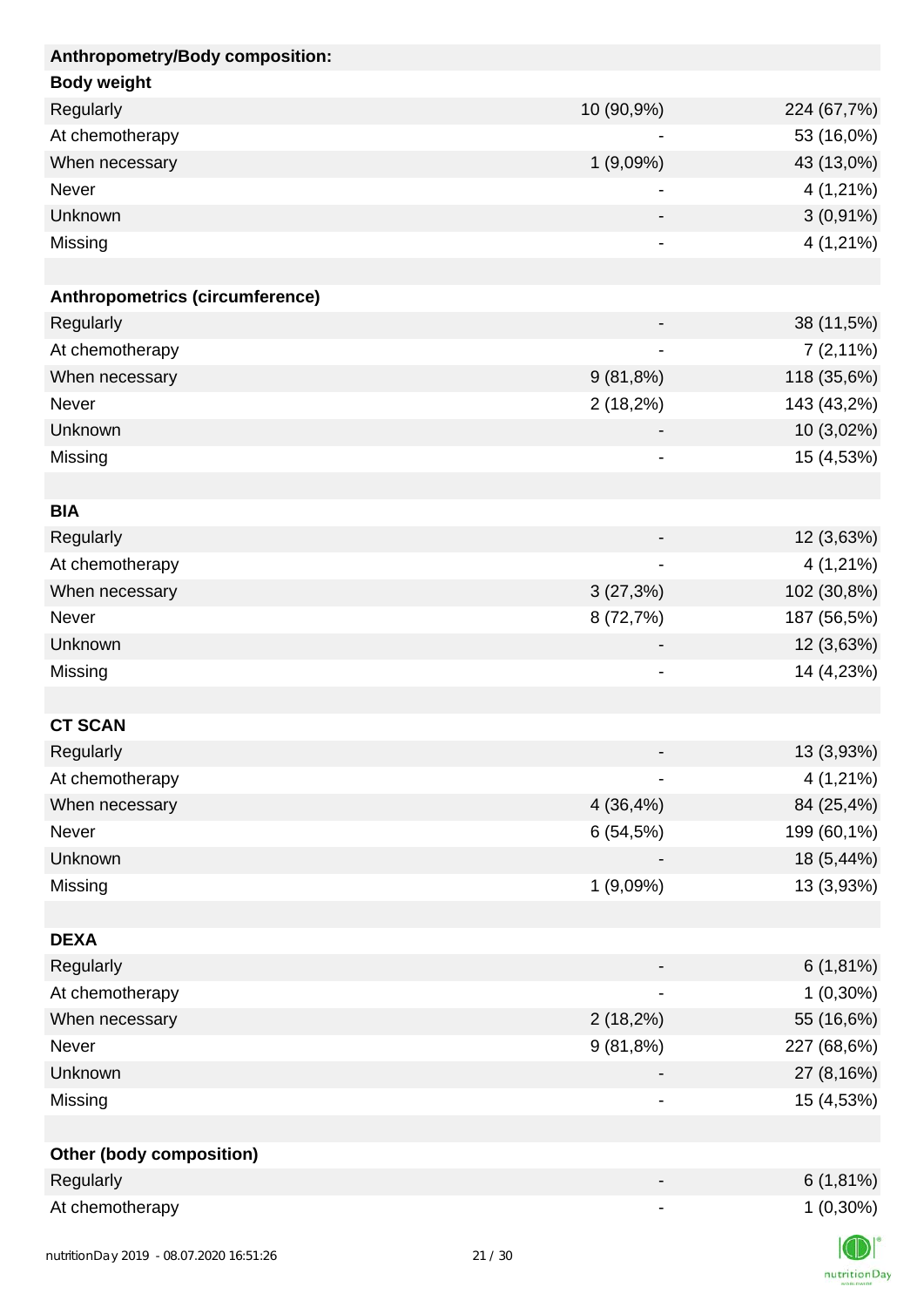| Anthropometry/Body composition: | | |
|---|---|---|
| **Body weight** | | |
| Regularly | 10 (90,9%) | 224 (67,7%) |
| At chemotherapy | - | 53 (16,0%) |
| When necessary | 1 (9,09%) | 43 (13,0%) |
| Never | - | 4 (1,21%) |
| Unknown | - | 3 (0,91%) |
| Missing | - | 4 (1,21%) |
| | | |
| **Anthropometrics (circumference)** | | |
| Regularly | - | 38 (11,5%) |
| At chemotherapy | - | 7 (2,11%) |
| When necessary | 9 (81,8%) | 118 (35,6%) |
| Never | 2 (18,2%) | 143 (43,2%) |
| Unknown | - | 10 (3,02%) |
| Missing | - | 15 (4,53%) |
| | | |
| **BIA** | | |
| Regularly | - | 12 (3,63%) |
| At chemotherapy | - | 4 (1,21%) |
| When necessary | 3 (27,3%) | 102 (30,8%) |
| Never | 8 (72,7%) | 187 (56,5%) |
| Unknown | - | 12 (3,63%) |
| Missing | - | 14 (4,23%) |
| | | |
| **CT SCAN** | | |
| Regularly | - | 13 (3,93%) |
| At chemotherapy | - | 4 (1,21%) |
| When necessary | 4 (36,4%) | 84 (25,4%) |
| Never | 6 (54,5%) | 199 (60,1%) |
| Unknown | - | 18 (5,44%) |
| Missing | 1 (9,09%) | 13 (3,93%) |
| | | |
| **DEXA** | | |
| Regularly | - | 6 (1,81%) |
| At chemotherapy | - | 1 (0,30%) |
| When necessary | 2 (18,2%) | 55 (16,6%) |
| Never | 9 (81,8%) | 227 (68,6%) |
| Unknown | - | 27 (8,16%) |
| Missing | - | 15 (4,53%) |
| | | |
| **Other (body composition)** | | |
| Regularly | - | 6 (1,81%) |
| At chemotherapy | - | 1 (0,30%) |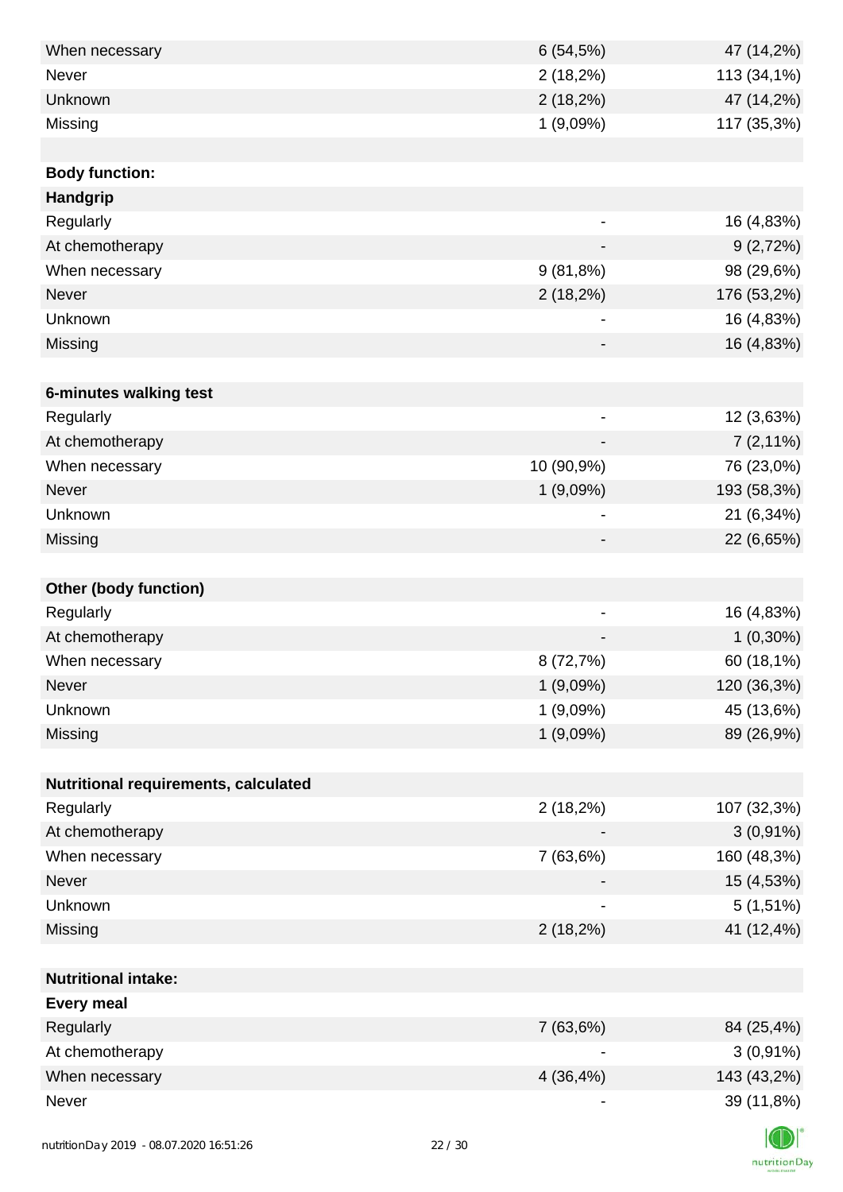| | | |
|---|---|---|
| When necessary | 6 (54,5%) | 47 (14,2%) |
| Never | 2 (18,2%) | 113 (34,1%) |
| Unknown | 2 (18,2%) | 47 (14,2%) |
| Missing | 1 (9,09%) | 117 (35,3%) |
| | | |
| **Body function:** | | |
| **Handgrip** | | |
| Regularly | - | 16 (4,83%) |
| At chemotherapy | - | 9 (2,72%) |
| When necessary | 9 (81,8%) | 98 (29,6%) |
| Never | 2 (18,2%) | 176 (53,2%) |
| Unknown | - | 16 (4,83%) |
| Missing | - | 16 (4,83%) |
| | | |
| **6-minutes walking test** | | |
| Regularly | - | 12 (3,63%) |
| At chemotherapy | - | 7 (2,11%) |
| When necessary | 10 (90,9%) | 76 (23,0%) |
| Never | 1 (9,09%) | 193 (58,3%) |
| Unknown | - | 21 (6,34%) |
| Missing | - | 22 (6,65%) |
| | | |
| **Other (body function)** | | |
| Regularly | - | 16 (4,83%) |
| At chemotherapy | - | 1 (0,30%) |
| When necessary | 8 (72,7%) | 60 (18,1%) |
| Never | 1 (9,09%) | 120 (36,3%) |
| Unknown | 1 (9,09%) | 45 (13,6%) |
| Missing | 1 (9,09%) | 89 (26,9%) |
| | | |
| **Nutritional requirements, calculated** | | |
| Regularly | 2 (18,2%) | 107 (32,3%) |
| At chemotherapy | - | 3 (0,91%) |
| When necessary | 7 (63,6%) | 160 (48,3%) |
| Never | - | 15 (4,53%) |
| Unknown | - | 5 (1,51%) |
| Missing | 2 (18,2%) | 41 (12,4%) |
| | | |
| **Nutritional intake:** | | |
| **Every meal** | | |
| Regularly | 7 (63,6%) | 84 (25,4%) |
| At chemotherapy | - | 3 (0,91%) |
| When necessary | 4 (36,4%) | 143 (43,2%) |
| Never | - | 39 (11,8%) |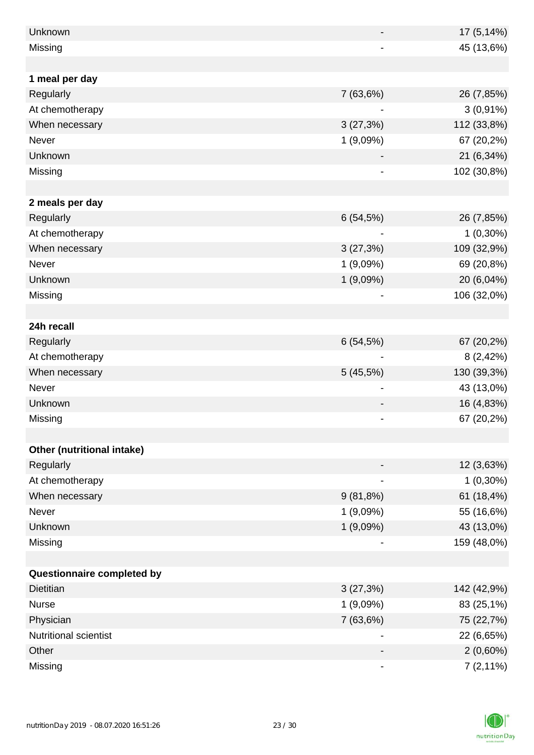| | | |
|---|---|---|
| Unknown | - | 17 (5,14%) |
| Missing | - | 45 (13,6%) |
| | | |
| **1 meal per day** | | |
| Regularly | 7 (63,6%) | 26 (7,85%) |
| At chemotherapy | - | 3 (0,91%) |
| When necessary | 3 (27,3%) | 112 (33,8%) |
| Never | 1 (9,09%) | 67 (20,2%) |
| Unknown | - | 21 (6,34%) |
| Missing | - | 102 (30,8%) |
| | | |
| **2 meals per day** | | |
| Regularly | 6 (54,5%) | 26 (7,85%) |
| At chemotherapy | - | 1 (0,30%) |
| When necessary | 3 (27,3%) | 109 (32,9%) |
| Never | 1 (9,09%) | 69 (20,8%) |
| Unknown | 1 (9,09%) | 20 (6,04%) |
| Missing | - | 106 (32,0%) |
| | | |
| **24h recall** | | |
| Regularly | 6 (54,5%) | 67 (20,2%) |
| At chemotherapy | - | 8 (2,42%) |
| When necessary | 5 (45,5%) | 130 (39,3%) |
| Never | - | 43 (13,0%) |
| Unknown | - | 16 (4,83%) |
| Missing | - | 67 (20,2%) |
| | | |
| **Other (nutritional intake)** | | |
| Regularly | - | 12 (3,63%) |
| At chemotherapy | - | 1 (0,30%) |
| When necessary | 9 (81,8%) | 61 (18,4%) |
| Never | 1 (9,09%) | 55 (16,6%) |
| Unknown | 1 (9,09%) | 43 (13,0%) |
| Missing | - | 159 (48,0%) |
| | | |
| **Questionnaire completed by** | | |
| Dietitian | 3 (27,3%) | 142 (42,9%) |
| Nurse | 1 (9,09%) | 83 (25,1%) |
| Physician | 7 (63,6%) | 75 (22,7%) |
| Nutritional scientist | - | 22 (6,65%) |
| Other | - | 2 (0,60%) |
| Missing | - | 7 (2,11%) |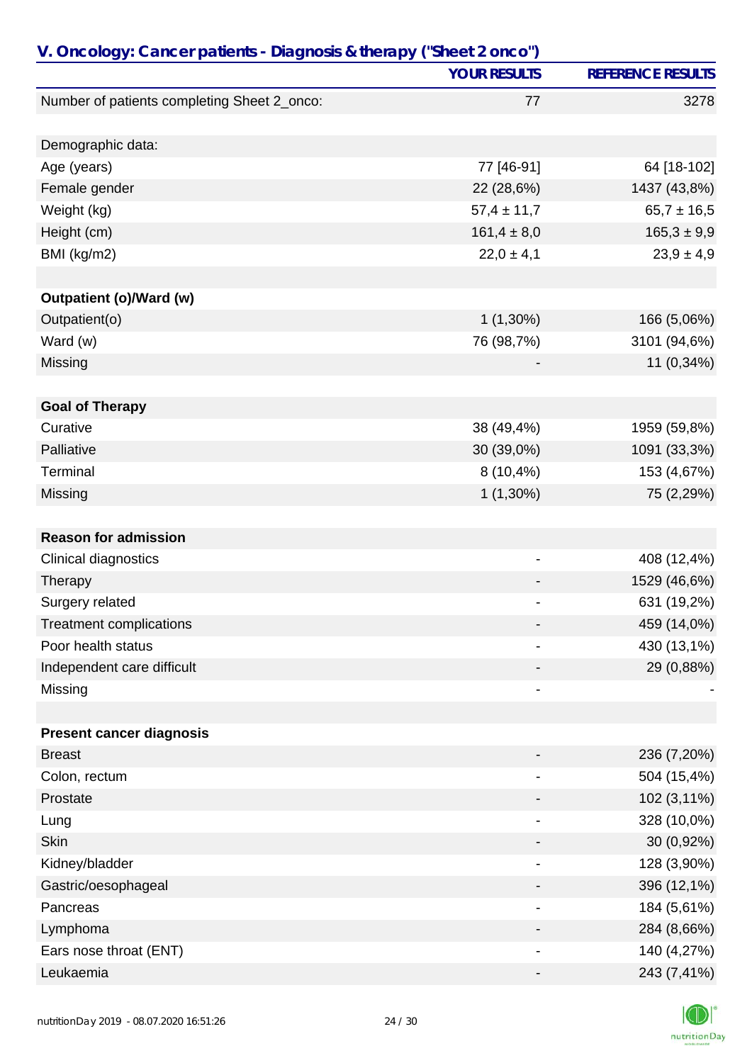## V. Oncology: Cancer patients - Diagnosis & therapy ("Sheet 2 onco")

| | YOUR RESULTS | REFERENCE RESULTS |
|---|---|---|
| Number of patients completing Sheet 2_onco: | 77 | 3278 |
| | | |
| Demographic data: | | |
| Age (years) | 77 [46-91] | 64 [18-102] |
| Female gender | 22 (28,6%) | 1437 (43,8%) |
| Weight (kg) | 57,4 ± 11,7 | 65,7 ± 16,5 |
| Height (cm) | 161,4 ± 8,0 | 165,3 ± 9,9 |
| BMI (kg/m2) | 22,0 ± 4,1 | 23,9 ± 4,9 |
| | | |
| **Outpatient (o)/Ward (w)** | | |
| Outpatient(o) | 1 (1,30%) | 166 (5,06%) |
| Ward (w) | 76 (98,7%) | 3101 (94,6%) |
| Missing | - | 11 (0,34%) |
| | | |
| **Goal of Therapy** | | |
| Curative | 38 (49,4%) | 1959 (59,8%) |
| Palliative | 30 (39,0%) | 1091 (33,3%) |
| Terminal | 8 (10,4%) | 153 (4,67%) |
| Missing | 1 (1,30%) | 75 (2,29%) |
| | | |
| **Reason for admission** | | |
| Clinical diagnostics | - | 408 (12,4%) |
| Therapy | - | 1529 (46,6%) |
| Surgery related | - | 631 (19,2%) |
| Treatment complications | - | 459 (14,0%) |
| Poor health status | - | 430 (13,1%) |
| Independent care difficult | - | 29 (0,88%) |
| Missing | - | - |
| | | |
| **Present cancer diagnosis** | | |
| Breast | - | 236 (7,20%) |
| Colon, rectum | - | 504 (15,4%) |
| Prostate | - | 102 (3,11%) |
| Lung | - | 328 (10,0%) |
| Skin | - | 30 (0,92%) |
| Kidney/bladder | - | 128 (3,90%) |
| Gastric/oesophageal | - | 396 (12,1%) |
| Pancreas | - | 184 (5,61%) |
| Lymphoma | - | 284 (8,66%) |
| Ears nose throat (ENT) | - | 140 (4,27%) |
| Leukaemia | - | 243 (7,41%) |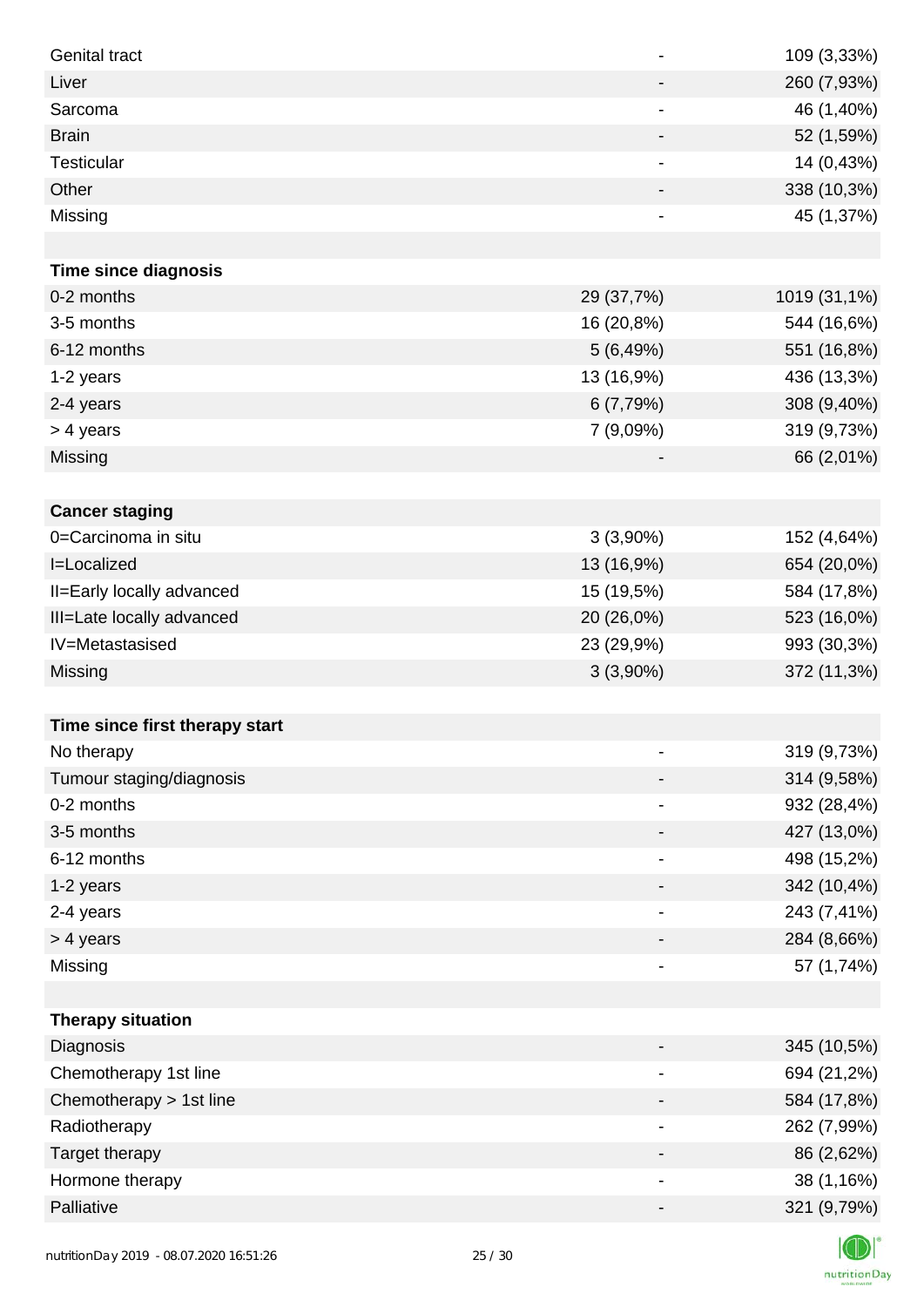| | | |
|---|---|---|
| Genital tract | - | 109 (3,33%) |
| Liver | - | 260 (7,93%) |
| Sarcoma | - | 46 (1,40%) |
| Brain | - | 52 (1,59%) |
| Testicular | - | 14 (0,43%) |
| Other | - | 338 (10,3%) |
| Missing | - | 45 (1,37%) |
| | | |
| **Time since diagnosis** | | |
| 0-2 months | 29 (37,7%) | 1019 (31,1%) |
| 3-5 months | 16 (20,8%) | 544 (16,6%) |
| 6-12 months | 5 (6,49%) | 551 (16,8%) |
| 1-2 years | 13 (16,9%) | 436 (13,3%) |
| 2-4 years | 6 (7,79%) | 308 (9,40%) |
| > 4 years | 7 (9,09%) | 319 (9,73%) |
| Missing | - | 66 (2,01%) |
| | | |
| **Cancer staging** | | |
| 0=Carcinoma in situ | 3 (3,90%) | 152 (4,64%) |
| I=Localized | 13 (16,9%) | 654 (20,0%) |
| II=Early locally advanced | 15 (19,5%) | 584 (17,8%) |
| III=Late locally advanced | 20 (26,0%) | 523 (16,0%) |
| IV=Metastasised | 23 (29,9%) | 993 (30,3%) |
| Missing | 3 (3,90%) | 372 (11,3%) |
| | | |
| **Time since first therapy start** | | |
| No therapy | - | 319 (9,73%) |
| Tumour staging/diagnosis | - | 314 (9,58%) |
| 0-2 months | - | 932 (28,4%) |
| 3-5 months | - | 427 (13,0%) |
| 6-12 months | - | 498 (15,2%) |
| 1-2 years | - | 342 (10,4%) |
| 2-4 years | - | 243 (7,41%) |
| > 4 years | - | 284 (8,66%) |
| Missing | - | 57 (1,74%) |
| | | |
| **Therapy situation** | | |
| Diagnosis | - | 345 (10,5%) |
| Chemotherapy 1st line | - | 694 (21,2%) |
| Chemotherapy > 1st line | - | 584 (17,8%) |
| Radiotherapy | - | 262 (7,99%) |
| Target therapy | - | 86 (2,62%) |
| Hormone therapy | - | 38 (1,16%) |
| Palliative | - | 321 (9,79%) |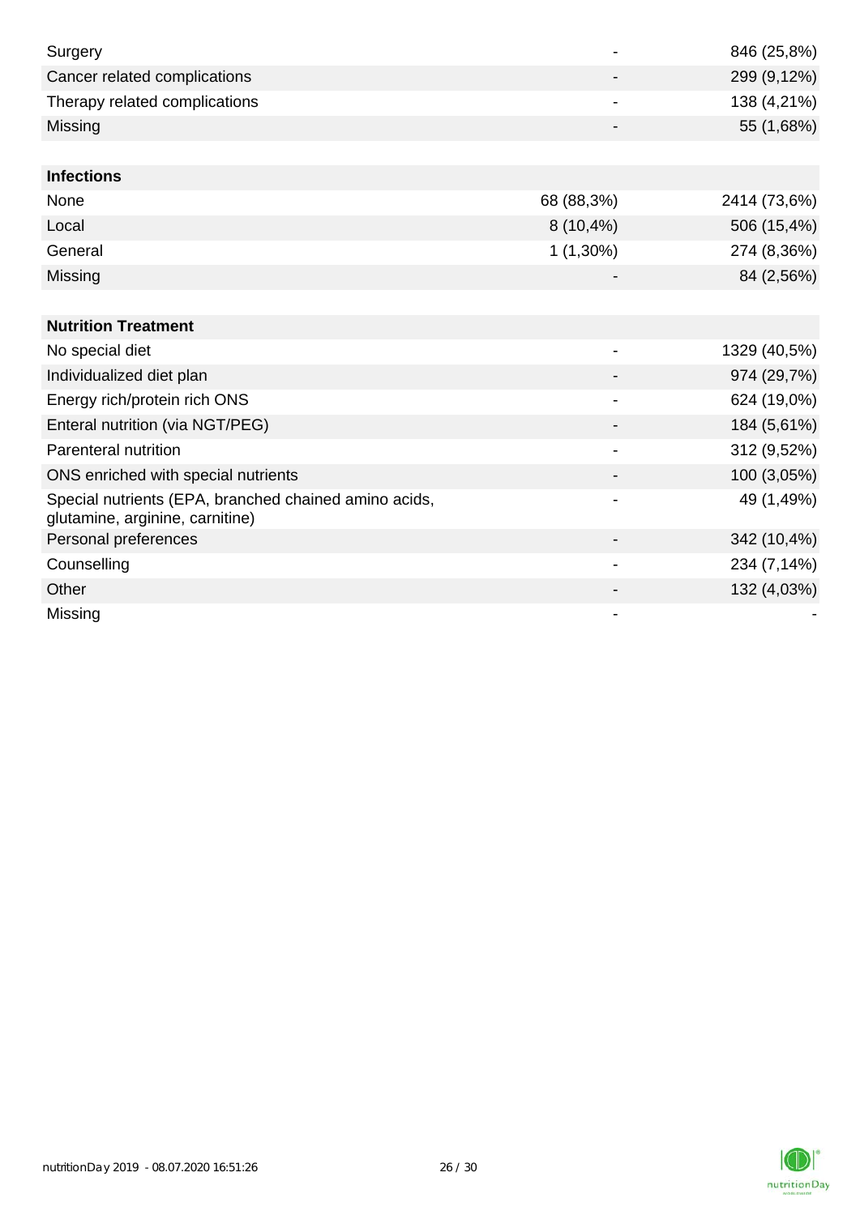| | | |
|---|---|---|
| Surgery | - | 846 (25,8%) |
| Cancer related complications | - | 299 (9,12%) |
| Therapy related complications | - | 138 (4,21%) |
| Missing | - | 55 (1,68%) |

| | | |
|---|---|---|
| **Infections** | | |
| None | 68 (88,3%) | 2414 (73,6%) |
| Local | 8 (10,4%) | 506 (15,4%) |
| General | 1 (1,30%) | 274 (8,36%) |
| Missing | - | 84 (2,56%) |

| | | |
|---|---|---|
| **Nutrition Treatment** | | |
| No special diet | - | 1329 (40,5%) |
| Individualized diet plan | - | 974 (29,7%) |
| Energy rich/protein rich ONS | - | 624 (19,0%) |
| Enteral nutrition (via NGT/PEG) | - | 184 (5,61%) |
| Parenteral nutrition | - | 312 (9,52%) |
| ONS enriched with special nutrients | - | 100 (3,05%) |
| Special nutrients (EPA, branched chained amino acids, glutamine, arginine, carnitine) | - | 49 (1,49%) |
| Personal preferences | - | 342 (10,4%) |
| Counselling | - | 234 (7,14%) |
| Other | - | 132 (4,03%) |
| Missing | - | - |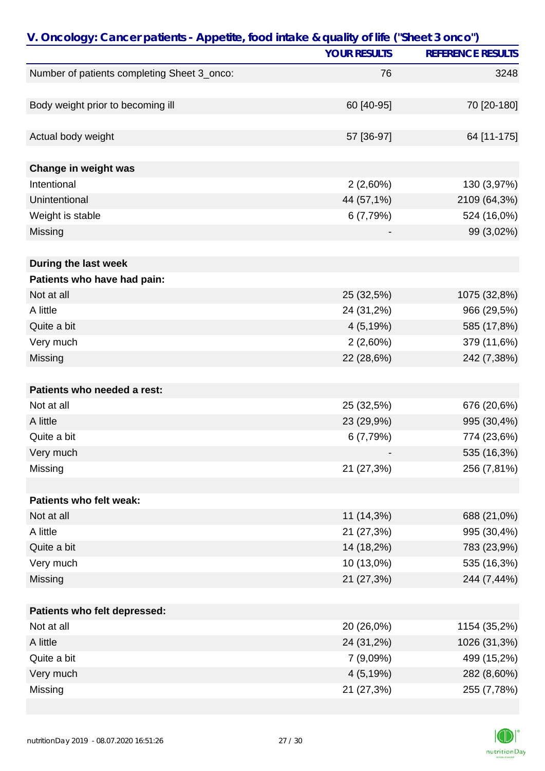## V. Oncology: Cancer patients - Appetite, food intake & quality of life ("Sheet 3 onco")

| | YOUR RESULTS | REFERENCE RESULTS |
|---|---|---|
| Number of patients completing Sheet 3_onco: | 76 | 3248 |
| | | |
| Body weight prior to becoming ill | 60 [40-95] | 70 [20-180] |
| | | |
| Actual body weight | 57 [36-97] | 64 [11-175] |
| | | |
| **Change in weight was** | | |
| Intentional | 2 (2,60%) | 130 (3,97%) |
| Unintentional | 44 (57,1%) | 2109 (64,3%) |
| Weight is stable | 6 (7,79%) | 524 (16,0%) |
| Missing | - | 99 (3,02%) |
| | | |
| **During the last week** | | |
| **Patients who have had pain:** | | |
| Not at all | 25 (32,5%) | 1075 (32,8%) |
| A little | 24 (31,2%) | 966 (29,5%) |
| Quite a bit | 4 (5,19%) | 585 (17,8%) |
| Very much | 2 (2,60%) | 379 (11,6%) |
| Missing | 22 (28,6%) | 242 (7,38%) |
| | | |
| **Patients who needed a rest:** | | |
| Not at all | 25 (32,5%) | 676 (20,6%) |
| A little | 23 (29,9%) | 995 (30,4%) |
| Quite a bit | 6 (7,79%) | 774 (23,6%) |
| Very much | - | 535 (16,3%) |
| Missing | 21 (27,3%) | 256 (7,81%) |
| | | |
| **Patients who felt weak:** | | |
| Not at all | 11 (14,3%) | 688 (21,0%) |
| A little | 21 (27,3%) | 995 (30,4%) |
| Quite a bit | 14 (18,2%) | 783 (23,9%) |
| Very much | 10 (13,0%) | 535 (16,3%) |
| Missing | 21 (27,3%) | 244 (7,44%) |
| | | |
| **Patients who felt depressed:** | | |
| Not at all | 20 (26,0%) | 1154 (35,2%) |
| A little | 24 (31,2%) | 1026 (31,3%) |
| Quite a bit | 7 (9,09%) | 499 (15,2%) |
| Very much | 4 (5,19%) | 282 (8,60%) |
| Missing | 21 (27,3%) | 255 (7,78%) |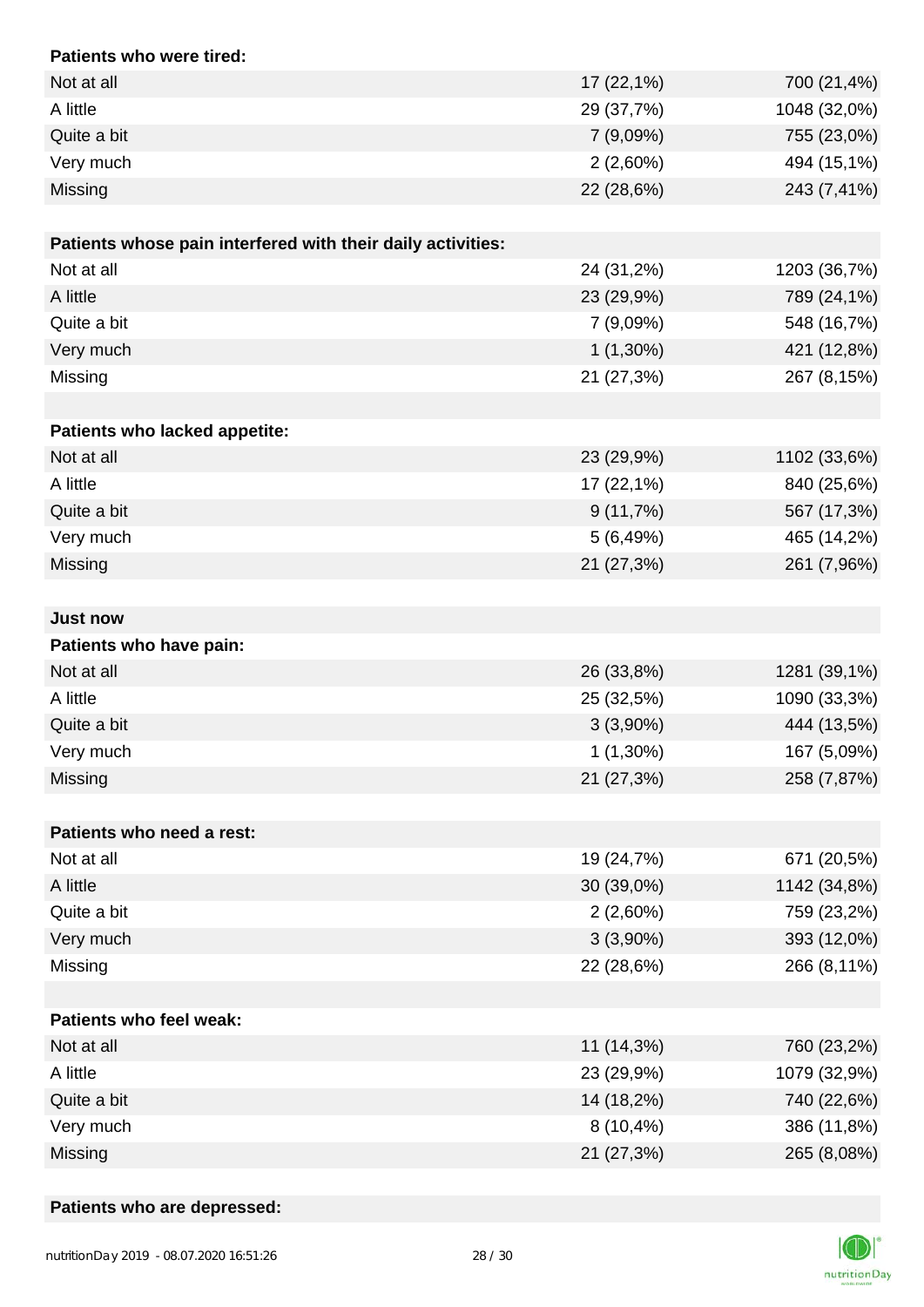| **Patients who were tired:** | | |
|---|---|---|
| Not at all | 17 (22,1%) | 700 (21,4%) |
| A little | 29 (37,7%) | 1048 (32,0%) |
| Quite a bit | 7 (9,09%) | 755 (23,0%) |
| Very much | 2 (2,60%) | 494 (15,1%) |
| Missing | 22 (28,6%) | 243 (7,41%) |

| **Patients whose pain interfered with their daily activities:** | | |
|---|---|---|
| Not at all | 24 (31,2%) | 1203 (36,7%) |
| A little | 23 (29,9%) | 789 (24,1%) |
| Quite a bit | 7 (9,09%) | 548 (16,7%) |
| Very much | 1 (1,30%) | 421 (12,8%) |
| Missing | 21 (27,3%) | 267 (8,15%) |

| **Patients who lacked appetite:** | | |
|---|---|---|
| Not at all | 23 (29,9%) | 1102 (33,6%) |
| A little | 17 (22,1%) | 840 (25,6%) |
| Quite a bit | 9 (11,7%) | 567 (17,3%) |
| Very much | 5 (6,49%) | 465 (14,2%) |
| Missing | 21 (27,3%) | 261 (7,96%) |

**Just now**

| **Patients who have pain:** | | |
|---|---|---|
| Not at all | 26 (33,8%) | 1281 (39,1%) |
| A little | 25 (32,5%) | 1090 (33,3%) |
| Quite a bit | 3 (3,90%) | 444 (13,5%) |
| Very much | 1 (1,30%) | 167 (5,09%) |
| Missing | 21 (27,3%) | 258 (7,87%) |

| **Patients who need a rest:** | | |
|---|---|---|
| Not at all | 19 (24,7%) | 671 (20,5%) |
| A little | 30 (39,0%) | 1142 (34,8%) |
| Quite a bit | 2 (2,60%) | 759 (23,2%) |
| Very much | 3 (3,90%) | 393 (12,0%) |
| Missing | 22 (28,6%) | 266 (8,11%) |

| **Patients who feel weak:** | | |
|---|---|---|
| Not at all | 11 (14,3%) | 760 (23,2%) |
| A little | 23 (29,9%) | 1079 (32,9%) |
| Quite a bit | 14 (18,2%) | 740 (22,6%) |
| Very much | 8 (10,4%) | 386 (11,8%) |
| Missing | 21 (27,3%) | 265 (8,08%) |

**Patients who are depressed:**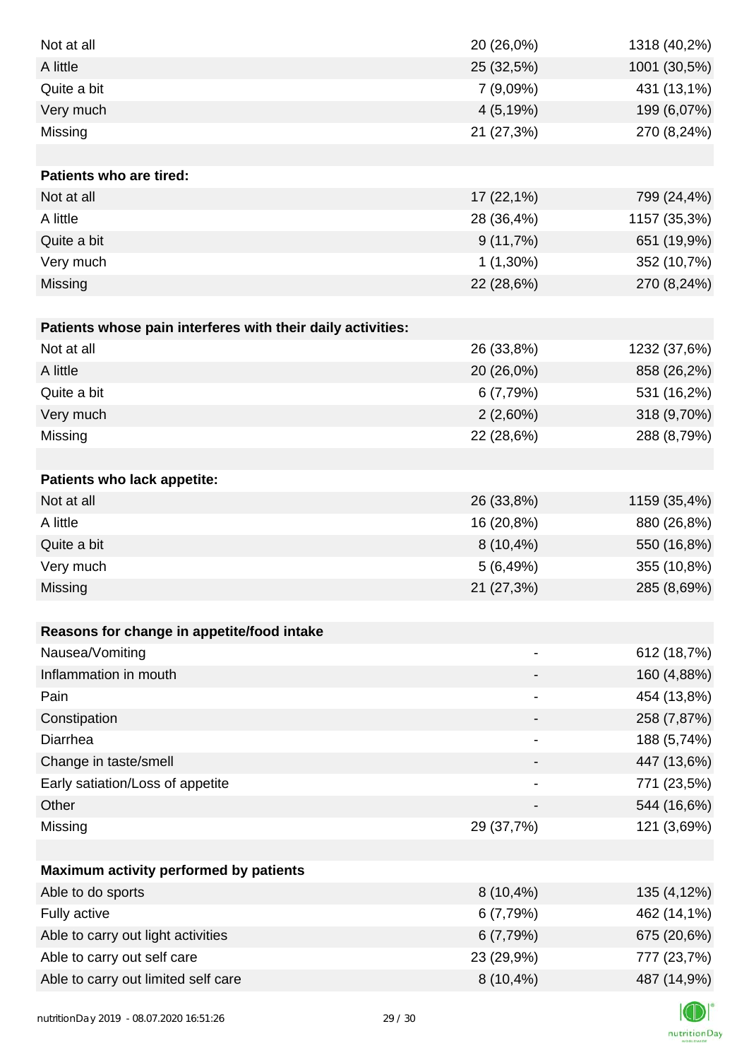| | | |
|---|---|---|
| Not at all | 20 (26,0%) | 1318 (40,2%) |
| A little | 25 (32,5%) | 1001 (30,5%) |
| Quite a bit | 7 (9,09%) | 431 (13,1%) |
| Very much | 4 (5,19%) | 199 (6,07%) |
| Missing | 21 (27,3%) | 270 (8,24%) |
| | | |
| **Patients who are tired:** | | |
| Not at all | 17 (22,1%) | 799 (24,4%) |
| A little | 28 (36,4%) | 1157 (35,3%) |
| Quite a bit | 9 (11,7%) | 651 (19,9%) |
| Very much | 1 (1,30%) | 352 (10,7%) |
| Missing | 22 (28,6%) | 270 (8,24%) |
| | | |
| **Patients whose pain interferes with their daily activities:** | | |
| Not at all | 26 (33,8%) | 1232 (37,6%) |
| A little | 20 (26,0%) | 858 (26,2%) |
| Quite a bit | 6 (7,79%) | 531 (16,2%) |
| Very much | 2 (2,60%) | 318 (9,70%) |
| Missing | 22 (28,6%) | 288 (8,79%) |
| | | |
| **Patients who lack appetite:** | | |
| Not at all | 26 (33,8%) | 1159 (35,4%) |
| A little | 16 (20,8%) | 880 (26,8%) |
| Quite a bit | 8 (10,4%) | 550 (16,8%) |
| Very much | 5 (6,49%) | 355 (10,8%) |
| Missing | 21 (27,3%) | 285 (8,69%) |
| | | |
| **Reasons for change in appetite/food intake** | | |
| Nausea/Vomiting | - | 612 (18,7%) |
| Inflammation in mouth | - | 160 (4,88%) |
| Pain | - | 454 (13,8%) |
| Constipation | - | 258 (7,87%) |
| Diarrhea | - | 188 (5,74%) |
| Change in taste/smell | - | 447 (13,6%) |
| Early satiation/Loss of appetite | - | 771 (23,5%) |
| Other | - | 544 (16,6%) |
| Missing | 29 (37,7%) | 121 (3,69%) |
| | | |
| **Maximum activity performed by patients** | | |
| Able to do sports | 8 (10,4%) | 135 (4,12%) |
| Fully active | 6 (7,79%) | 462 (14,1%) |
| Able to carry out light activities | 6 (7,79%) | 675 (20,6%) |
| Able to carry out self care | 23 (29,9%) | 777 (23,7%) |
| Able to carry out limited self care | 8 (10,4%) | 487 (14,9%) |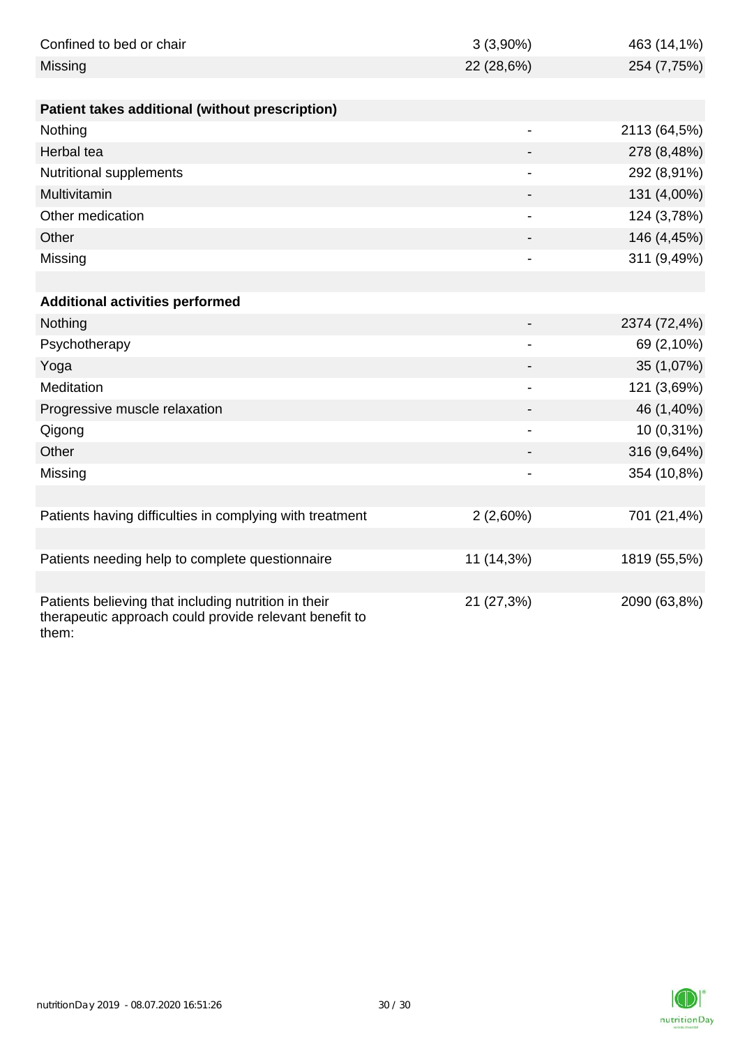| | | |
|---|---|---|
| Confined to bed or chair | 3 (3,90%) | 463 (14,1%) |
| Missing | 22 (28,6%) | 254 (7,75%) |
| | | |
| **Patient takes additional (without prescription)** | | |
| Nothing | - | 2113 (64,5%) |
| Herbal tea | - | 278 (8,48%) |
| Nutritional supplements | - | 292 (8,91%) |
| Multivitamin | - | 131 (4,00%) |
| Other medication | - | 124 (3,78%) |
| Other | - | 146 (4,45%) |
| Missing | - | 311 (9,49%) |
| | | |
| **Additional activities performed** | | |
| Nothing | - | 2374 (72,4%) |
| Psychotherapy | - | 69 (2,10%) |
| Yoga | - | 35 (1,07%) |
| Meditation | - | 121 (3,69%) |
| Progressive muscle relaxation | - | 46 (1,40%) |
| Qigong | - | 10 (0,31%) |
| Other | - | 316 (9,64%) |
| Missing | - | 354 (10,8%) |
| | | |
| Patients having difficulties in complying with treatment | 2 (2,60%) | 701 (21,4%) |
| | | |
| Patients needing help to complete questionnaire | 11 (14,3%) | 1819 (55,5%) |
| | | |
| Patients believing that including nutrition in their therapeutic approach could provide relevant benefit to them: | 21 (27,3%) | 2090 (63,8%) |